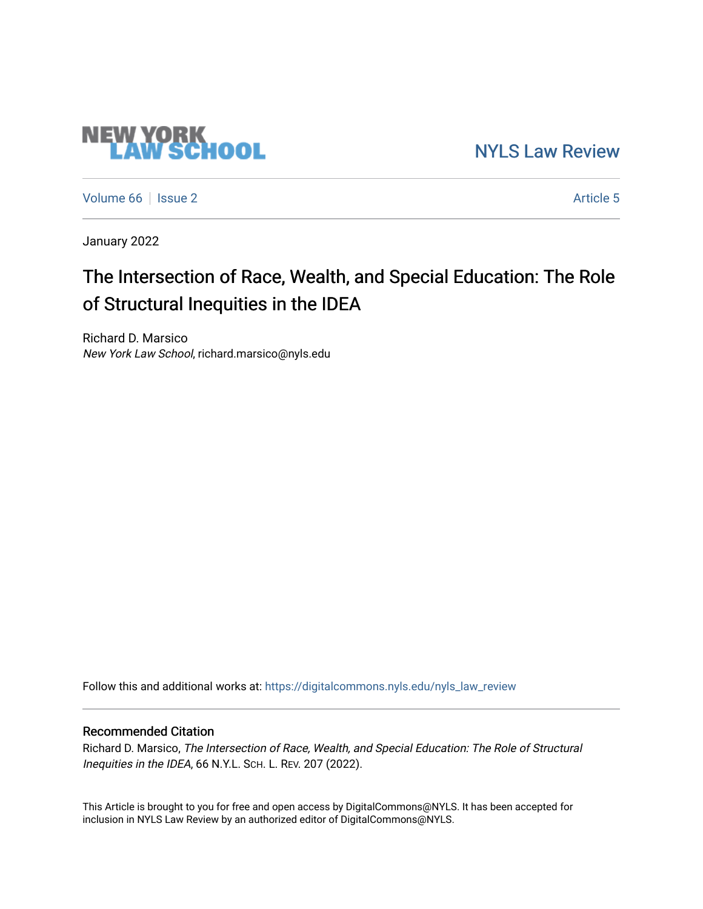NEW YORK LAW SCHOOL

NYLS Law Review

Volume 66 | Issue 2

Article 5

January 2022

# The Intersection of Race, Wealth, and Special Education: The Role of Structural Inequities in the IDEA

Richard D. Marsico
*New York Law School*, richard.marsico@nyls.edu

Follow this and additional works at: https://digitalcommons.nyls.edu/nyls_law_review

## Recommended Citation

Richard D. Marsico, *The Intersection of Race, Wealth, and Special Education: The Role of Structural Inequities in the IDEA*, 66 N.Y.L. SCH. L. REV. 207 (2022).

This Article is brought to you for free and open access by DigitalCommons@NYLS. It has been accepted for inclusion in NYLS Law Review by an authorized editor of DigitalCommons@NYLS.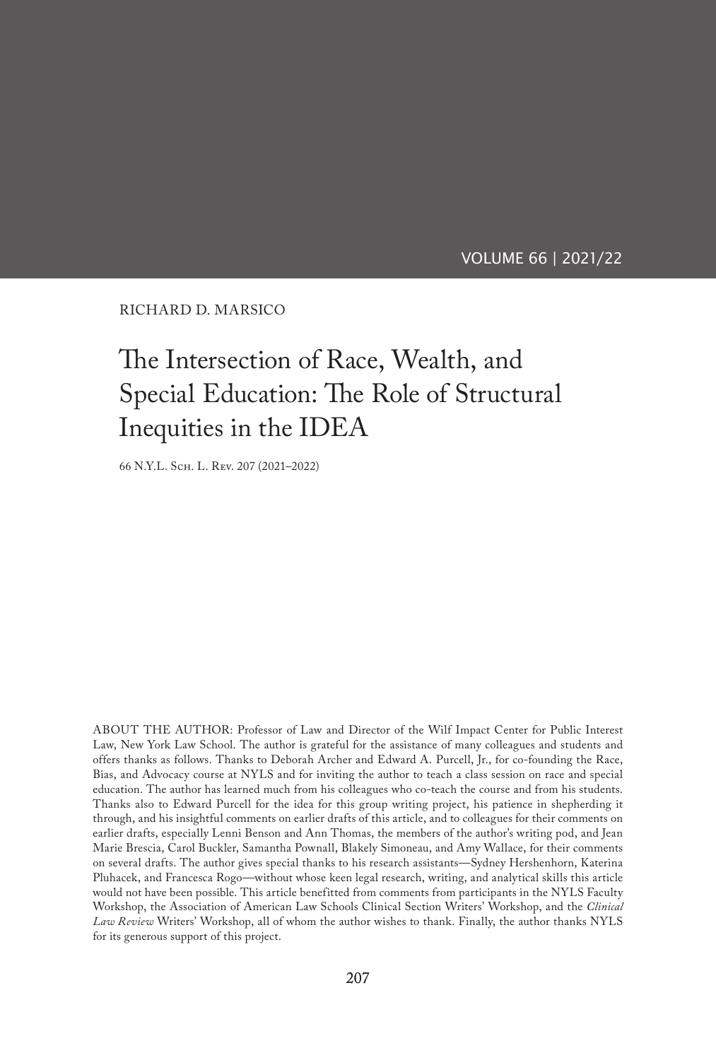VOLUME 66 | 2021/22

RICHARD D. MARSICO

# The Intersection of Race, Wealth, and Special Education: The Role of Structural Inequities in the IDEA

66 N.Y.L. Sch. L. Rev. 207 (2021–2022)

ABOUT THE AUTHOR: Professor of Law and Director of the Wilf Impact Center for Public Interest Law, New York Law School. The author is grateful for the assistance of many colleagues and students and offers thanks as follows. Thanks to Deborah Archer and Edward A. Purcell, Jr., for co-founding the Race, Bias, and Advocacy course at NYLS and for inviting the author to teach a class session on race and special education. The author has learned much from his colleagues who co-teach the course and from his students. Thanks also to Edward Purcell for the idea for this group writing project, his patience in shepherding it through, and his insightful comments on earlier drafts of this article, and to colleagues for their comments on earlier drafts, especially Lenni Benson and Ann Thomas, the members of the author's writing pod, and Jean Marie Brescia, Carol Buckler, Samantha Pownall, Blakely Simoneau, and Amy Wallace, for their comments on several drafts. The author gives special thanks to his research assistants—Sydney Hershenhorn, Katerina Pluhacek, and Francesca Rogo—without whose keen legal research, writing, and analytical skills this article would not have been possible. This article benefitted from comments from participants in the NYLS Faculty Workshop, the Association of American Law Schools Clinical Section Writers' Workshop, and the *Clinical Law Review* Writers' Workshop, all of whom the author wishes to thank. Finally, the author thanks NYLS for its generous support of this project.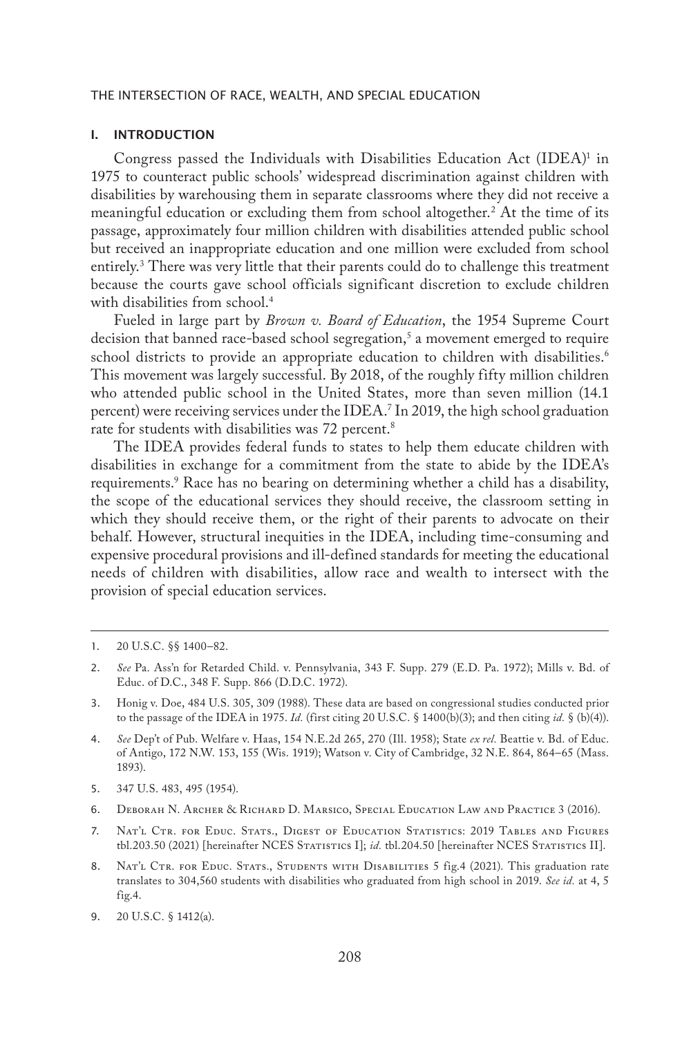## I. INTRODUCTION

Congress passed the Individuals with Disabilities Education Act (IDEA)[1] in 1975 to counteract public schools' widespread discrimination against children with disabilities by warehousing them in separate classrooms where they did not receive a meaningful education or excluding them from school altogether.[2] At the time of its passage, approximately four million children with disabilities attended public school but received an inappropriate education and one million were excluded from school entirely.[3] There was very little that their parents could do to challenge this treatment because the courts gave school officials significant discretion to exclude children with disabilities from school.[4]

Fueled in large part by *Brown v. Board of Education*, the 1954 Supreme Court decision that banned race-based school segregation,[5] a movement emerged to require school districts to provide an appropriate education to children with disabilities.[6] This movement was largely successful. By 2018, of the roughly fifty million children who attended public school in the United States, more than seven million (14.1 percent) were receiving services under the IDEA.[7] In 2019, the high school graduation rate for students with disabilities was 72 percent.[8]

The IDEA provides federal funds to states to help them educate children with disabilities in exchange for a commitment from the state to abide by the IDEA's requirements.[9] Race has no bearing on determining whether a child has a disability, the scope of the educational services they should receive, the classroom setting in which they should receive them, or the right of their parents to advocate on their behalf. However, structural inequities in the IDEA, including time-consuming and expensive procedural provisions and ill-defined standards for meeting the educational needs of children with disabilities, allow race and wealth to intersect with the provision of special education services.

---

1. 20 U.S.C. §§ 1400–82.
2. *See* Pa. Ass'n for Retarded Child. v. Pennsylvania, 343 F. Supp. 279 (E.D. Pa. 1972); Mills v. Bd. of Educ. of D.C., 348 F. Supp. 866 (D.D.C. 1972).
3. Honig v. Doe, 484 U.S. 305, 309 (1988). These data are based on congressional studies conducted prior to the passage of the IDEA in 1975. *Id.* (first citing 20 U.S.C. § 1400(b)(3); and then citing *id.* § (b)(4)).
4. *See* Dep't of Pub. Welfare v. Haas, 154 N.E.2d 265, 270 (Ill. 1958); State *ex rel.* Beattie v. Bd. of Educ. of Antigo, 172 N.W. 153, 155 (Wis. 1919); Watson v. City of Cambridge, 32 N.E. 864, 864–65 (Mass. 1893).
5. 347 U.S. 483, 495 (1954).
6. Deborah N. Archer & Richard D. Marsico, Special Education Law and Practice 3 (2016).
7. Nat'l Ctr. for Educ. Stats., Digest of Education Statistics: 2019 Tables and Figures tbl.203.50 (2021) [hereinafter NCES Statistics I]; *id.* tbl.204.50 [hereinafter NCES Statistics II].
8. Nat'l Ctr. for Educ. Stats., Students with Disabilities 5 fig.4 (2021). This graduation rate translates to 304,560 students with disabilities who graduated from high school in 2019. *See id.* at 4, 5 fig.4.
9. 20 U.S.C. § 1412(a).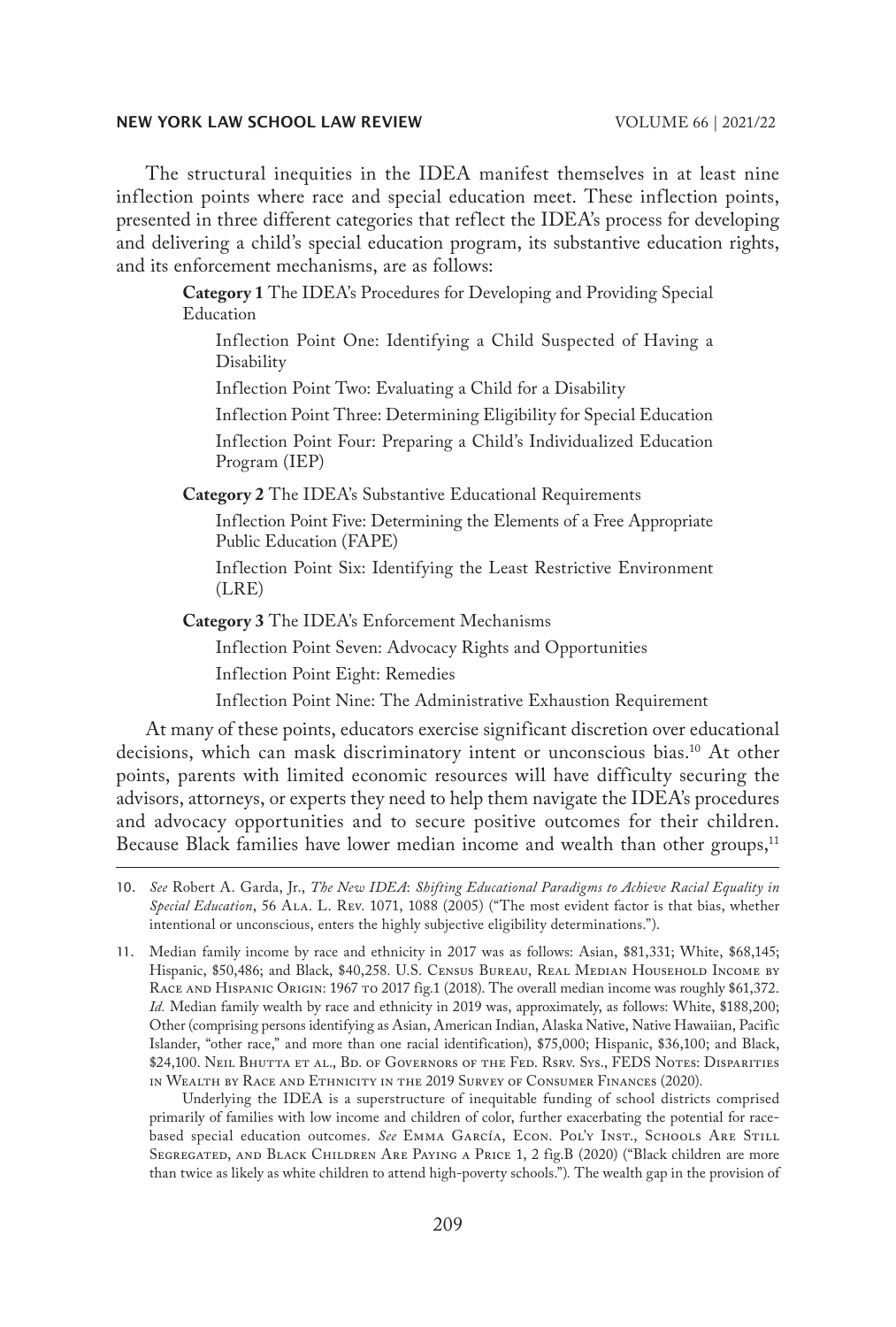The structural inequities in the IDEA manifest themselves in at least nine inflection points where race and special education meet. These inflection points, presented in three different categories that reflect the IDEA's process for developing and delivering a child's special education program, its substantive education rights, and its enforcement mechanisms, are as follows:

> **Category 1** The IDEA's Procedures for Developing and Providing Special Education
>
> Inflection Point One: Identifying a Child Suspected of Having a Disability
>
> Inflection Point Two: Evaluating a Child for a Disability
>
> Inflection Point Three: Determining Eligibility for Special Education
>
> Inflection Point Four: Preparing a Child's Individualized Education Program (IEP)
>
> **Category 2** The IDEA's Substantive Educational Requirements
>
> Inflection Point Five: Determining the Elements of a Free Appropriate Public Education (FAPE)
>
> Inflection Point Six: Identifying the Least Restrictive Environment (LRE)
>
> **Category 3** The IDEA's Enforcement Mechanisms
>
> Inflection Point Seven: Advocacy Rights and Opportunities
>
> Inflection Point Eight: Remedies
>
> Inflection Point Nine: The Administrative Exhaustion Requirement

At many of these points, educators exercise significant discretion over educational decisions, which can mask discriminatory intent or unconscious bias.[10] At other points, parents with limited economic resources will have difficulty securing the advisors, attorneys, or experts they need to help them navigate the IDEA's procedures and advocacy opportunities and to secure positive outcomes for their children. Because Black families have lower median income and wealth than other groups,[11]

---

10. *See* Robert A. Garda, Jr., *The New IDEA: Shifting Educational Paradigms to Achieve Racial Equality in Special Education*, 56 Ala. L. Rev. 1071, 1088 (2005) ("The most evident factor is that bias, whether intentional or unconscious, enters the highly subjective eligibility determinations.").

11. Median family income by race and ethnicity in 2017 was as follows: Asian, $81,331; White, $68,145; Hispanic, $50,486; and Black, $40,258. U.S. Census Bureau, Real Median Household Income by Race and Hispanic Origin: 1967 to 2017 fig.1 (2018). The overall median income was roughly $61,372. *Id.* Median family wealth by race and ethnicity in 2019 was, approximately, as follows: White, $188,200; Other (comprising persons identifying as Asian, American Indian, Alaska Native, Native Hawaiian, Pacific Islander, "other race," and more than one racial identification), $75,000; Hispanic, $36,100; and Black, $24,100. Neil Bhutta et al., Bd. of Governors of the Fed. Rsrv. Sys., FEDS Notes: Disparities in Wealth by Race and Ethnicity in the 2019 Survey of Consumer Finances (2020).

    Underlying the IDEA is a superstructure of inequitable funding of school districts comprised primarily of families with low income and children of color, further exacerbating the potential for race-based special education outcomes. *See* Emma García, Econ. Pol'y Inst., Schools Are Still Segregated, and Black Children Are Paying a Price 1, 2 fig.B (2020) ("Black children are more than twice as likely as white children to attend high-poverty schools."). The wealth gap in the provision of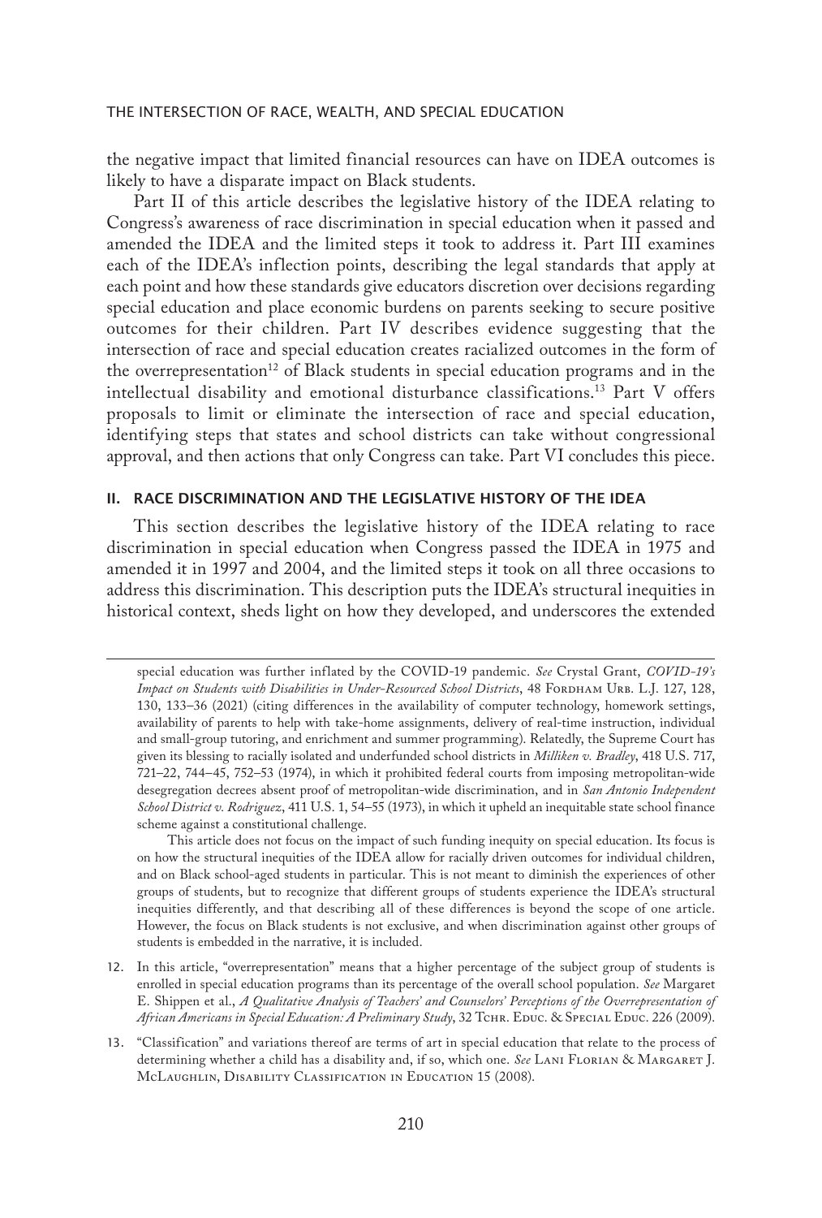the negative impact that limited financial resources can have on IDEA outcomes is likely to have a disparate impact on Black students.

Part II of this article describes the legislative history of the IDEA relating to Congress's awareness of race discrimination in special education when it passed and amended the IDEA and the limited steps it took to address it. Part III examines each of the IDEA's inflection points, describing the legal standards that apply at each point and how these standards give educators discretion over decisions regarding special education and place economic burdens on parents seeking to secure positive outcomes for their children. Part IV describes evidence suggesting that the intersection of race and special education creates racialized outcomes in the form of the overrepresentation[12] of Black students in special education programs and in the intellectual disability and emotional disturbance classifications.[13] Part V offers proposals to limit or eliminate the intersection of race and special education, identifying steps that states and school districts can take without congressional approval, and then actions that only Congress can take. Part VI concludes this piece.

## II. RACE DISCRIMINATION AND THE LEGISLATIVE HISTORY OF THE IDEA

This section describes the legislative history of the IDEA relating to race discrimination in special education when Congress passed the IDEA in 1975 and amended it in 1997 and 2004, and the limited steps it took on all three occasions to address this discrimination. This description puts the IDEA's structural inequities in historical context, sheds light on how they developed, and underscores the extended

---

special education was further inflated by the COVID-19 pandemic. *See* Crystal Grant, *COVID-19's Impact on Students with Disabilities in Under-Resourced School Districts*, 48 Fordham Urb. L.J. 127, 128, 130, 133–36 (2021) (citing differences in the availability of computer technology, homework settings, availability of parents to help with take-home assignments, delivery of real-time instruction, individual and small-group tutoring, and enrichment and summer programming). Relatedly, the Supreme Court has given its blessing to racially isolated and underfunded school districts in *Milliken v. Bradley*, 418 U.S. 717, 721–22, 744–45, 752–53 (1974), in which it prohibited federal courts from imposing metropolitan-wide desegregation decrees absent proof of metropolitan-wide discrimination, and in *San Antonio Independent School District v. Rodriguez*, 411 U.S. 1, 54–55 (1973), in which it upheld an inequitable state school finance scheme against a constitutional challenge.

This article does not focus on the impact of such funding inequity on special education. Its focus is on how the structural inequities of the IDEA allow for racially driven outcomes for individual children, and on Black school-aged students in particular. This is not meant to diminish the experiences of other groups of students, but to recognize that different groups of students experience the IDEA's structural inequities differently, and that describing all of these differences is beyond the scope of one article. However, the focus on Black students is not exclusive, and when discrimination against other groups of students is embedded in the narrative, it is included.

12. In this article, "overrepresentation" means that a higher percentage of the subject group of students is enrolled in special education programs than its percentage of the overall school population. *See* Margaret E. Shippen et al., *A Qualitative Analysis of Teachers' and Counselors' Perceptions of the Overrepresentation of African Americans in Special Education: A Preliminary Study*, 32 Tchr. Educ. & Special Educ. 226 (2009).

13. "Classification" and variations thereof are terms of art in special education that relate to the process of determining whether a child has a disability and, if so, which one. *See* Lani Florian & Margaret J. McLaughlin, Disability Classification in Education 15 (2008).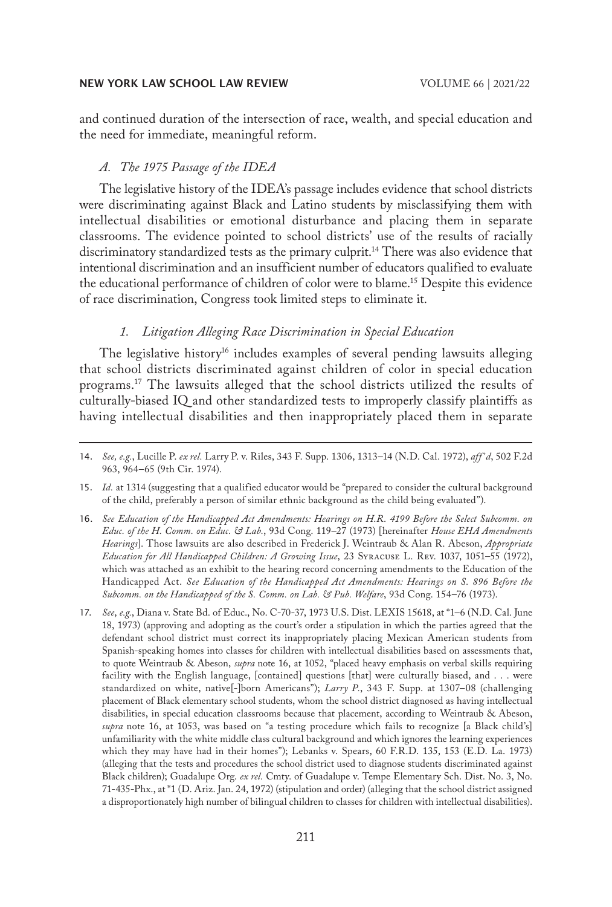and continued duration of the intersection of race, wealth, and special education and the need for immediate, meaningful reform.

### *A. The 1975 Passage of the IDEA*

The legislative history of the IDEA's passage includes evidence that school districts were discriminating against Black and Latino students by misclassifying them with intellectual disabilities or emotional disturbance and placing them in separate classrooms. The evidence pointed to school districts' use of the results of racially discriminatory standardized tests as the primary culprit.[14] There was also evidence that intentional discrimination and an insufficient number of educators qualified to evaluate the educational performance of children of color were to blame.[15] Despite this evidence of race discrimination, Congress took limited steps to eliminate it.

#### *1. Litigation Alleging Race Discrimination in Special Education*

The legislative history[16] includes examples of several pending lawsuits alleging that school districts discriminated against children of color in special education programs.[17] The lawsuits alleged that the school districts utilized the results of culturally-biased IQ and other standardized tests to improperly classify plaintiffs as having intellectual disabilities and then inappropriately placed them in separate

---

14. *See, e.g.*, Lucille P. *ex rel.* Larry P. v. Riles, 343 F. Supp. 1306, 1313–14 (N.D. Cal. 1972), *aff'd*, 502 F.2d 963, 964–65 (9th Cir. 1974).

15. *Id.* at 1314 (suggesting that a qualified educator would be "prepared to consider the cultural background of the child, preferably a person of similar ethnic background as the child being evaluated").

16. *See Education of the Handicapped Act Amendments: Hearings on H.R. 4199 Before the Select Subcomm. on Educ. of the H. Comm. on Educ. & Lab.*, 93d Cong. 119–27 (1973) [hereinafter *House EHA Amendments Hearings*]. Those lawsuits are also described in Frederick J. Weintraub & Alan R. Abeson, *Appropriate Education for All Handicapped Children: A Growing Issue*, 23 Syracuse L. Rev. 1037, 1051–55 (1972), which was attached as an exhibit to the hearing record concerning amendments to the Education of the Handicapped Act. *See Education of the Handicapped Act Amendments: Hearings on S. 896 Before the Subcomm. on the Handicapped of the S. Comm. on Lab. & Pub. Welfare*, 93d Cong. 154–76 (1973).

17. *See, e.g.*, Diana v. State Bd. of Educ., No. C-70-37, 1973 U.S. Dist. LEXIS 15618, at *1–6 (N.D. Cal. June 18, 1973) (approving and adopting as the court's order a stipulation in which the parties agreed that the defendant school district must correct its inappropriately placing Mexican American students from Spanish-speaking homes into classes for children with intellectual disabilities based on assessments that, to quote Weintraub & Abeson, *supra* note 16, at 1052, "placed heavy emphasis on verbal skills requiring facility with the English language, [contained] questions [that] were culturally biased, and . . . were standardized on white, native[-]born Americans"); *Larry P.*, 343 F. Supp. at 1307–08 (challenging placement of Black elementary school students, whom the school district diagnosed as having intellectual disabilities, in special education classrooms because that placement, according to Weintraub & Abeson, *supra* note 16, at 1053, was based on "a testing procedure which fails to recognize [a Black child's] unfamiliarity with the white middle class cultural background and which ignores the learning experiences which they may have had in their homes"); Lebanks v. Spears, 60 F.R.D. 135, 153 (E.D. La. 1973) (alleging that the tests and procedures the school district used to diagnose students discriminated against Black children); Guadalupe Org. *ex rel.* Cmty. of Guadalupe v. Tempe Elementary Sch. Dist. No. 3, No. 71-435-Phx., at *1 (D. Ariz. Jan. 24, 1972) (stipulation and order) (alleging that the school district assigned a disproportionately high number of bilingual children to classes for children with intellectual disabilities).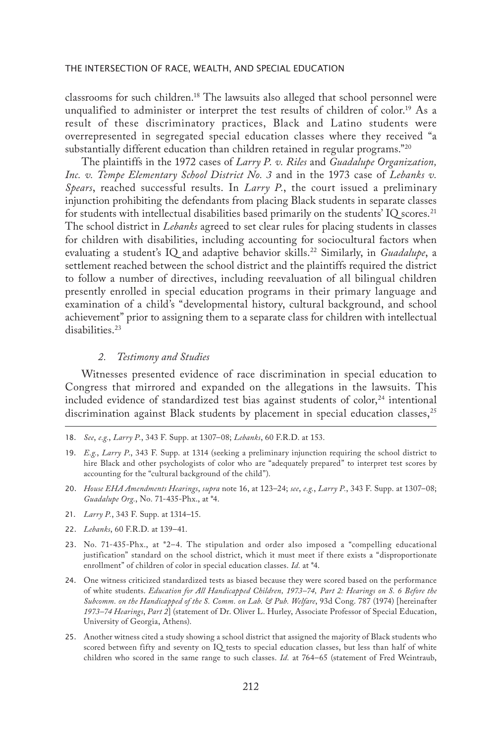classrooms for such children.[18] The lawsuits also alleged that school personnel were unqualified to administer or interpret the test results of children of color.[19] As a result of these discriminatory practices, Black and Latino students were overrepresented in segregated special education classes where they received "a substantially different education than children retained in regular programs."[20]

The plaintiffs in the 1972 cases of *Larry P. v. Riles* and *Guadalupe Organization, Inc. v. Tempe Elementary School District No. 3* and in the 1973 case of *Lebanks v. Spears*, reached successful results. In *Larry P.*, the court issued a preliminary injunction prohibiting the defendants from placing Black students in separate classes for students with intellectual disabilities based primarily on the students' IQ scores.[21] The school district in *Lebanks* agreed to set clear rules for placing students in classes for children with disabilities, including accounting for sociocultural factors when evaluating a student's IQ and adaptive behavior skills.[22] Similarly, in *Guadalupe*, a settlement reached between the school district and the plaintiffs required the district to follow a number of directives, including reevaluation of all bilingual children presently enrolled in special education programs in their primary language and examination of a child's "developmental history, cultural background, and school achievement" prior to assigning them to a separate class for children with intellectual disabilities.[23]

### *2. Testimony and Studies*

Witnesses presented evidence of race discrimination in special education to Congress that mirrored and expanded on the allegations in the lawsuits. This included evidence of standardized test bias against students of color,[24] intentional discrimination against Black students by placement in special education classes,[25]

---

18. *See*, *e.g.*, *Larry P.*, 343 F. Supp. at 1307–08; *Lebanks*, 60 F.R.D. at 153.

19. *E.g.*, *Larry P.*, 343 F. Supp. at 1314 (seeking a preliminary injunction requiring the school district to hire Black and other psychologists of color who are "adequately prepared" to interpret test scores by accounting for the "cultural background of the child").

20. *House EHA Amendments Hearings*, *supra* note 16, at 123–24; *see*, *e.g.*, *Larry P.*, 343 F. Supp. at 1307–08; *Guadalupe Org.*, No. 71-435-Phx., at *4.

21. *Larry P.*, 343 F. Supp. at 1314–15.

22. *Lebanks*, 60 F.R.D. at 139–41.

23. No. 71-435-Phx., at *2–4. The stipulation and order also imposed a "compelling educational justification" standard on the school district, which it must meet if there exists a "disproportionate enrollment" of children of color in special education classes. *Id.* at *4.

24. One witness criticized standardized tests as biased because they were scored based on the performance of white students. *Education for All Handicapped Children, 1973–74, Part 2: Hearings on S. 6 Before the Subcomm. on the Handicapped of the S. Comm. on Lab. & Pub. Welfare*, 93d Cong. 787 (1974) [hereinafter *1973–74 Hearings*, *Part 2*] (statement of Dr. Oliver L. Hurley, Associate Professor of Special Education, University of Georgia, Athens).

25. Another witness cited a study showing a school district that assigned the majority of Black students who scored between fifty and seventy on IQ tests to special education classes, but less than half of white children who scored in the same range to such classes. *Id.* at 764–65 (statement of Fred Weintraub,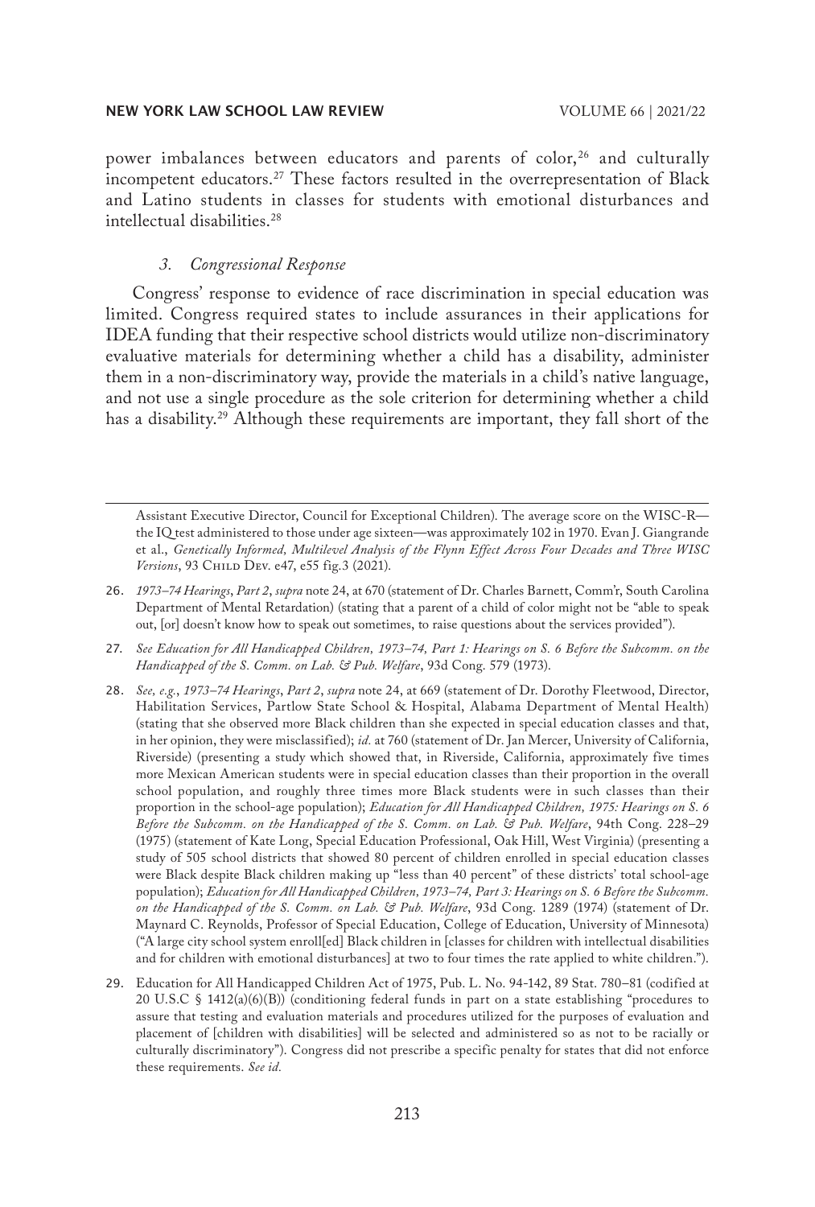power imbalances between educators and parents of color,[26] and culturally incompetent educators.[27] These factors resulted in the overrepresentation of Black and Latino students in classes for students with emotional disturbances and intellectual disabilities.[28]

### *3. Congressional Response*

Congress' response to evidence of race discrimination in special education was limited. Congress required states to include assurances in their applications for IDEA funding that their respective school districts would utilize non-discriminatory evaluative materials for determining whether a child has a disability, administer them in a non-discriminatory way, provide the materials in a child's native language, and not use a single procedure as the sole criterion for determining whether a child has a disability.[29] Although these requirements are important, they fall short of the

---

Assistant Executive Director, Council for Exceptional Children). The average score on the WISC-R—the IQ test administered to those under age sixteen—was approximately 102 in 1970. Evan J. Giangrande et al., *Genetically Informed, Multilevel Analysis of the Flynn Effect Across Four Decades and Three WISC Versions*, 93 Child Dev. e47, e55 fig.3 (2021).

26. *1973–74 Hearings*, *Part 2*, *supra* note 24, at 670 (statement of Dr. Charles Barnett, Comm'r, South Carolina Department of Mental Retardation) (stating that a parent of a child of color might not be "able to speak out, [or] doesn't know how to speak out sometimes, to raise questions about the services provided").

27. *See Education for All Handicapped Children, 1973–74, Part 1: Hearings on S. 6 Before the Subcomm. on the Handicapped of the S. Comm. on Lab. & Pub. Welfare*, 93d Cong. 579 (1973).

28. *See, e.g.*, *1973–74 Hearings*, *Part 2*, *supra* note 24, at 669 (statement of Dr. Dorothy Fleetwood, Director, Habilitation Services, Partlow State School & Hospital, Alabama Department of Mental Health) (stating that she observed more Black children than she expected in special education classes and that, in her opinion, they were misclassified); *id.* at 760 (statement of Dr. Jan Mercer, University of California, Riverside) (presenting a study which showed that, in Riverside, California, approximately five times more Mexican American students were in special education classes than their proportion in the overall school population, and roughly three times more Black students were in such classes than their proportion in the school-age population); *Education for All Handicapped Children, 1975: Hearings on S. 6 Before the Subcomm. on the Handicapped of the S. Comm. on Lab. & Pub. Welfare*, 94th Cong. 228–29 (1975) (statement of Kate Long, Special Education Professional, Oak Hill, West Virginia) (presenting a study of 505 school districts that showed 80 percent of children enrolled in special education classes were Black despite Black children making up "less than 40 percent" of these districts' total school-age population); *Education for All Handicapped Children, 1973–74, Part 3: Hearings on S. 6 Before the Subcomm. on the Handicapped of the S. Comm. on Lab. & Pub. Welfare*, 93d Cong. 1289 (1974) (statement of Dr. Maynard C. Reynolds, Professor of Special Education, College of Education, University of Minnesota) ("A large city school system enroll[ed] Black children in [classes for children with intellectual disabilities and for children with emotional disturbances] at two to four times the rate applied to white children.").

29. Education for All Handicapped Children Act of 1975, Pub. L. No. 94-142, 89 Stat. 780–81 (codified at 20 U.S.C § 1412(a)(6)(B)) (conditioning federal funds in part on a state establishing "procedures to assure that testing and evaluation materials and procedures utilized for the purposes of evaluation and placement of [children with disabilities] will be selected and administered so as not to be racially or culturally discriminatory"). Congress did not prescribe a specific penalty for states that did not enforce these requirements. *See id.*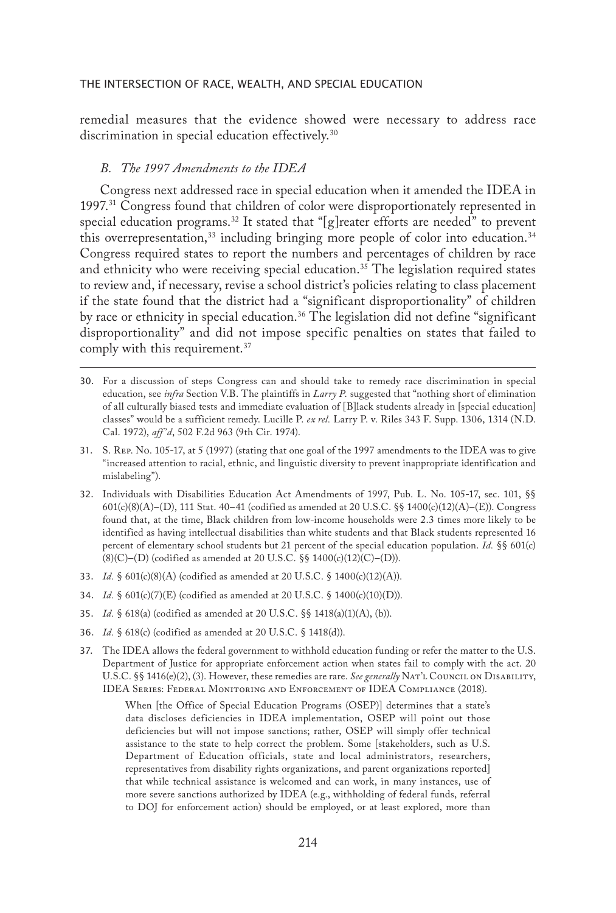remedial measures that the evidence showed were necessary to address race discrimination in special education effectively.[30]

### *B. The 1997 Amendments to the IDEA*

Congress next addressed race in special education when it amended the IDEA in 1997.[31] Congress found that children of color were disproportionately represented in special education programs.[32] It stated that "[g]reater efforts are needed" to prevent this overrepresentation,[33] including bringing more people of color into education.[34] Congress required states to report the numbers and percentages of children by race and ethnicity who were receiving special education.[35] The legislation required states to review and, if necessary, revise a school district's policies relating to class placement if the state found that the district had a "significant disproportionality" of children by race or ethnicity in special education.[36] The legislation did not define "significant disproportionality" and did not impose specific penalties on states that failed to comply with this requirement.[37]

---

30. For a discussion of steps Congress can and should take to remedy race discrimination in special education, see *infra* Section V.B. The plaintiffs in *Larry P.* suggested that "nothing short of elimination of all culturally biased tests and immediate evaluation of [B]lack students already in [special education] classes" would be a sufficient remedy. Lucille P. *ex rel.* Larry P. v. Riles 343 F. Supp. 1306, 1314 (N.D. Cal. 1972), *aff'd*, 502 F.2d 963 (9th Cir. 1974).

31. S. Rep. No. 105-17, at 5 (1997) (stating that one goal of the 1997 amendments to the IDEA was to give "increased attention to racial, ethnic, and linguistic diversity to prevent inappropriate identification and mislabeling").

32. Individuals with Disabilities Education Act Amendments of 1997, Pub. L. No. 105-17, sec. 101, §§ 601(c)(8)(A)–(D), 111 Stat. 40–41 (codified as amended at 20 U.S.C. §§ 1400(c)(12)(A)–(E)). Congress found that, at the time, Black children from low-income households were 2.3 times more likely to be identified as having intellectual disabilities than white students and that Black students represented 16 percent of elementary school students but 21 percent of the special education population. *Id.* §§ 601(c)(8)(C)–(D) (codified as amended at 20 U.S.C. §§ 1400(c)(12)(C)–(D)).

33. *Id.* § 601(c)(8)(A) (codified as amended at 20 U.S.C. § 1400(c)(12)(A)).

34. *Id.* § 601(c)(7)(E) (codified as amended at 20 U.S.C. § 1400(c)(10)(D)).

35. *Id.* § 618(a) (codified as amended at 20 U.S.C. §§ 1418(a)(1)(A), (b)).

36. *Id.* § 618(c) (codified as amended at 20 U.S.C. § 1418(d)).

37. The IDEA allows the federal government to withhold education funding or refer the matter to the U.S. Department of Justice for appropriate enforcement action when states fail to comply with the act. 20 U.S.C. §§ 1416(e)(2), (3). However, these remedies are rare. *See generally* Nat'l Council on Disability, IDEA Series: Federal Monitoring and Enforcement of IDEA Compliance (2018).

> When [the Office of Special Education Programs (OSEP)] determines that a state's data discloses deficiencies in IDEA implementation, OSEP will point out those deficiencies but will not impose sanctions; rather, OSEP will simply offer technical assistance to the state to help correct the problem. Some [stakeholders, such as U.S. Department of Education officials, state and local administrators, researchers, representatives from disability rights organizations, and parent organizations reported] that while technical assistance is welcomed and can work, in many instances, use of more severe sanctions authorized by IDEA (e.g., withholding of federal funds, referral to DOJ for enforcement action) should be employed, or at least explored, more than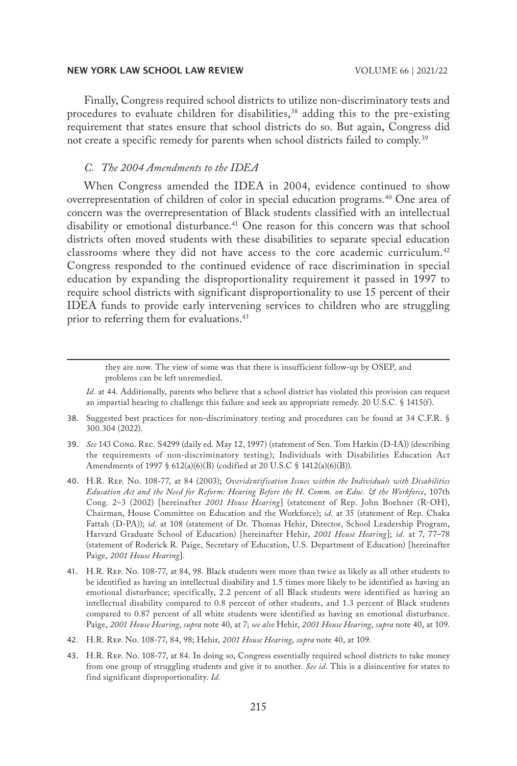Finally, Congress required school districts to utilize non-discriminatory tests and procedures to evaluate children for disabilities,[38] adding this to the pre-existing requirement that states ensure that school districts do so. But again, Congress did not create a specific remedy for parents when school districts failed to comply.[39]

### *C. The 2004 Amendments to the IDEA*

When Congress amended the IDEA in 2004, evidence continued to show overrepresentation of children of color in special education programs.[40] One area of concern was the overrepresentation of Black students classified with an intellectual disability or emotional disturbance.[41] One reason for this concern was that school districts often moved students with these disabilities to separate special education classrooms where they did not have access to the core academic curriculum.[42] Congress responded to the continued evidence of race discrimination in special education by expanding the disproportionality requirement it passed in 1997 to require school districts with significant disproportionality to use 15 percent of their IDEA funds to provide early intervening services to children who are struggling prior to referring them for evaluations.[43]

---

> they are now. The view of some was that there is insufficient follow-up by OSEP, and problems can be left unremedied.

*Id.* at 44. Additionally, parents who believe that a school district has violated this provision can request an impartial hearing to challenge this failure and seek an appropriate remedy. 20 U.S.C. § 1415(f).

38. Suggested best practices for non-discriminatory testing and procedures can be found at 34 C.F.R. § 300.304 (2022).

39. *See* 143 Cong. Rec. S4299 (daily ed. May 12, 1997) (statement of Sen. Tom Harkin (D-IA)) (describing the requirements of non-discriminatory testing); Individuals with Disabilities Education Act Amendments of 1997 § 612(a)(6)(B) (codified at 20 U.S.C § 1412(a)(6)(B)).

40. H.R. Rep. No. 108-77, at 84 (2003); *Overidentification Issues within the Individuals with Disabilities Education Act and the Need for Reform: Hearing Before the H. Comm. on Educ. & the Workforce*, 107th Cong. 2–3 (2002) [hereinafter *2001 House Hearing*] (statement of Rep. John Boehner (R-OH), Chairman, House Committee on Education and the Workforce); *id.* at 35 (statement of Rep. Chaka Fattah (D-PA)); *id.* at 108 (statement of Dr. Thomas Hehir, Director, School Leadership Program, Harvard Graduate School of Education) [hereinafter Hehir, *2001 House Hearing*]; *id.* at 7, 77–78 (statement of Roderick R. Paige, Secretary of Education, U.S. Department of Education) [hereinafter Paige, *2001 House Hearing*].

41. H.R. Rep. No. 108-77, at 84, 98. Black students were more than twice as likely as all other students to be identified as having an intellectual disability and 1.5 times more likely to be identified as having an emotional disturbance; specifically, 2.2 percent of all Black students were identified as having an intellectual disability compared to 0.8 percent of other students, and 1.3 percent of Black students compared to 0.87 percent of all white students were identified as having an emotional disturbance. Paige, *2001 House Hearing*, *supra* note 40, at 7; *see also* Hehir, *2001 House Hearing*, *supra* note 40, at 109.

42. H.R. Rep. No. 108-77, 84, 98; Hehir, *2001 House Hearing*, *supra* note 40, at 109.

43. H.R. Rep. No. 108-77, at 84. In doing so, Congress essentially required school districts to take money from one group of struggling students and give it to another. *See id.* This is a disincentive for states to find significant disproportionality. *Id.*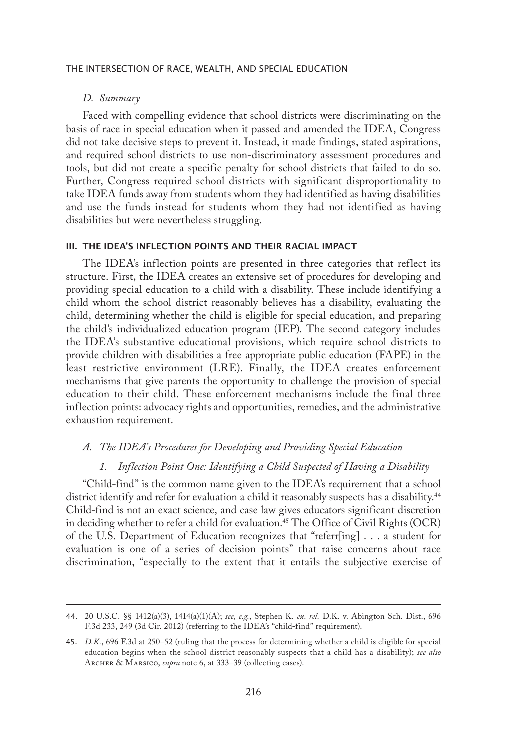### *D. Summary*

Faced with compelling evidence that school districts were discriminating on the basis of race in special education when it passed and amended the IDEA, Congress did not take decisive steps to prevent it. Instead, it made findings, stated aspirations, and required school districts to use non-discriminatory assessment procedures and tools, but did not create a specific penalty for school districts that failed to do so. Further, Congress required school districts with significant disproportionality to take IDEA funds away from students whom they had identified as having disabilities and use the funds instead for students whom they had not identified as having disabilities but were nevertheless struggling.

## III. THE IDEA'S INFLECTION POINTS AND THEIR RACIAL IMPACT

The IDEA's inflection points are presented in three categories that reflect its structure. First, the IDEA creates an extensive set of procedures for developing and providing special education to a child with a disability. These include identifying a child whom the school district reasonably believes has a disability, evaluating the child, determining whether the child is eligible for special education, and preparing the child's individualized education program (IEP). The second category includes the IDEA's substantive educational provisions, which require school districts to provide children with disabilities a free appropriate public education (FAPE) in the least restrictive environment (LRE). Finally, the IDEA creates enforcement mechanisms that give parents the opportunity to challenge the provision of special education to their child. These enforcement mechanisms include the final three inflection points: advocacy rights and opportunities, remedies, and the administrative exhaustion requirement.

### *A. The IDEA's Procedures for Developing and Providing Special Education*

#### *1. Inflection Point One: Identifying a Child Suspected of Having a Disability*

"Child-find" is the common name given to the IDEA's requirement that a school district identify and refer for evaluation a child it reasonably suspects has a disability.[44] Child-find is not an exact science, and case law gives educators significant discretion in deciding whether to refer a child for evaluation.[45] The Office of Civil Rights (OCR) of the U.S. Department of Education recognizes that "referr[ing] . . . a student for evaluation is one of a series of decision points" that raise concerns about race discrimination, "especially to the extent that it entails the subjective exercise of

---

44. 20 U.S.C. §§ 1412(a)(3), 1414(a)(1)(A); *see, e.g.*, Stephen K. *ex. rel.* D.K. v. Abington Sch. Dist., 696 F.3d 233, 249 (3d Cir. 2012) (referring to the IDEA's "child-find" requirement).

45. *D.K.*, 696 F.3d at 250–52 (ruling that the process for determining whether a child is eligible for special education begins when the school district reasonably suspects that a child has a disability); *see also* Archer & Marsico, *supra* note 6, at 333–39 (collecting cases).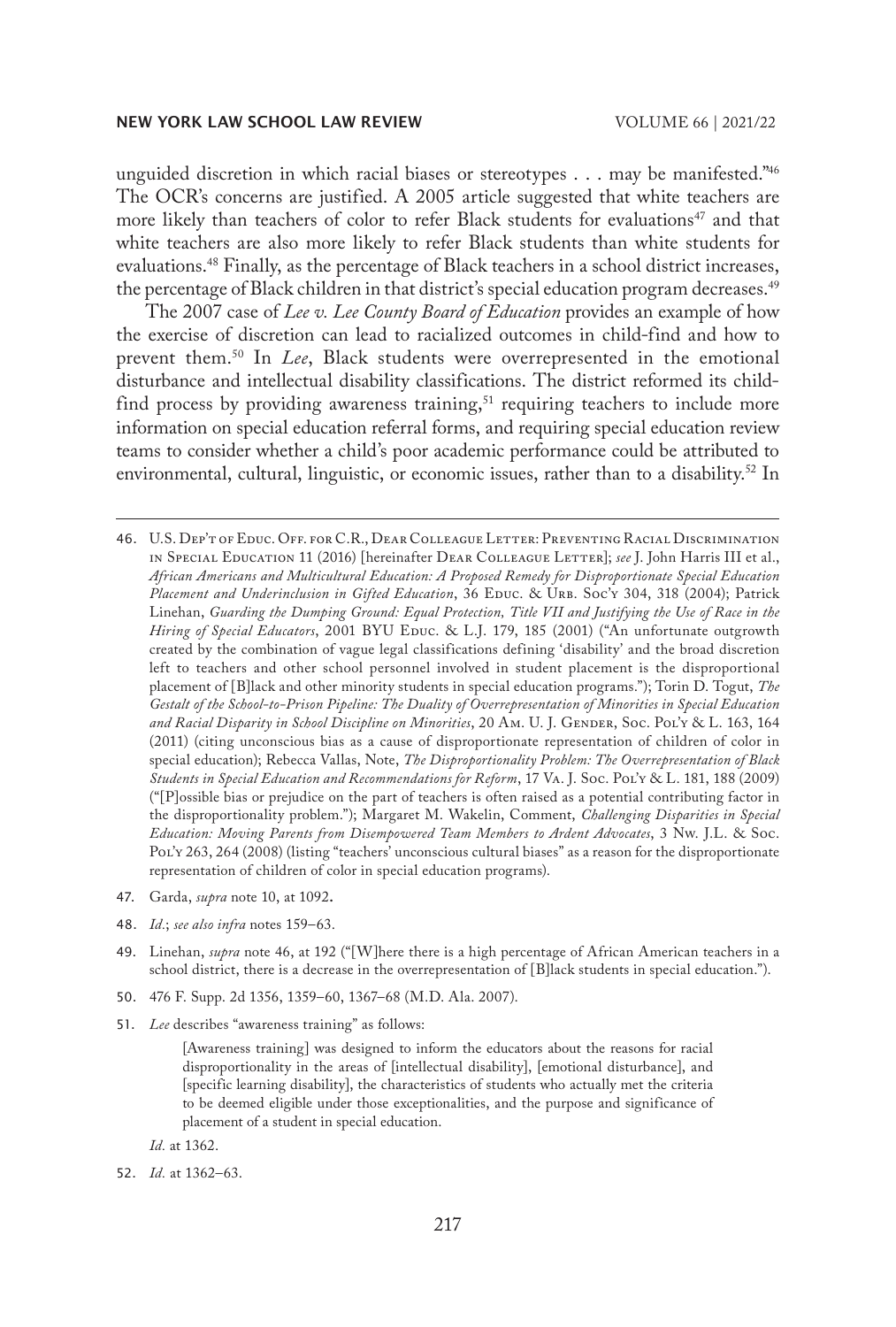unguided discretion in which racial biases or stereotypes . . . may be manifested."[46] The OCR's concerns are justified. A 2005 article suggested that white teachers are more likely than teachers of color to refer Black students for evaluations[47] and that white teachers are also more likely to refer Black students than white students for evaluations.[48] Finally, as the percentage of Black teachers in a school district increases, the percentage of Black children in that district's special education program decreases.[49]

The 2007 case of *Lee v. Lee County Board of Education* provides an example of how the exercise of discretion can lead to racialized outcomes in child-find and how to prevent them.[50] In *Lee*, Black students were overrepresented in the emotional disturbance and intellectual disability classifications. The district reformed its child-find process by providing awareness training,[51] requiring teachers to include more information on special education referral forms, and requiring special education review teams to consider whether a child's poor academic performance could be attributed to environmental, cultural, linguistic, or economic issues, rather than to a disability.[52] In

---

46. U.S. Dep't of Educ. Off. for C.R., Dear Colleague Letter: Preventing Racial Discrimination in Special Education 11 (2016) [hereinafter Dear Colleague Letter]; *see* J. John Harris III et al., *African Americans and Multicultural Education: A Proposed Remedy for Disproportionate Special Education Placement and Underinclusion in Gifted Education*, 36 Educ. & Urb. Soc'y 304, 318 (2004); Patrick Linehan, *Guarding the Dumping Ground: Equal Protection, Title VII and Justifying the Use of Race in the Hiring of Special Educators*, 2001 BYU Educ. & L.J. 179, 185 (2001) ("An unfortunate outgrowth created by the combination of vague legal classifications defining 'disability' and the broad discretion left to teachers and other school personnel involved in student placement is the disproportional placement of [B]lack and other minority students in special education programs."); Torin D. Togut, *The Gestalt of the School-to-Prison Pipeline: The Duality of Overrepresentation of Minorities in Special Education and Racial Disparity in School Discipline on Minorities*, 20 Am. U. J. Gender, Soc. Pol'y & L. 163, 164 (2011) (citing unconscious bias as a cause of disproportionate representation of children of color in special education); Rebecca Vallas, Note, *The Disproportionality Problem: The Overrepresentation of Black Students in Special Education and Recommendations for Reform*, 17 Va. J. Soc. Pol'y & L. 181, 188 (2009) ("[P]ossible bias or prejudice on the part of teachers is often raised as a potential contributing factor in the disproportionality problem."); Margaret M. Wakelin, Comment, *Challenging Disparities in Special Education: Moving Parents from Disempowered Team Members to Ardent Advocates*, 3 Nw. J.L. & Soc. Pol'y 263, 264 (2008) (listing "teachers' unconscious cultural biases" as a reason for the disproportionate representation of children of color in special education programs).

47. Garda, *supra* note 10, at 1092.

48. *Id.*; *see also infra* notes 159–63.

49. Linehan, *supra* note 46, at 192 ("[W]here there is a high percentage of African American teachers in a school district, there is a decrease in the overrepresentation of [B]lack students in special education.").

50. 476 F. Supp. 2d 1356, 1359–60, 1367–68 (M.D. Ala. 2007).

51. *Lee* describes "awareness training" as follows:

> [Awareness training] was designed to inform the educators about the reasons for racial disproportionality in the areas of [intellectual disability], [emotional disturbance], and [specific learning disability], the characteristics of students who actually met the criteria to be deemed eligible under those exceptionalities, and the purpose and significance of placement of a student in special education.

*Id.* at 1362.

52. *Id.* at 1362–63.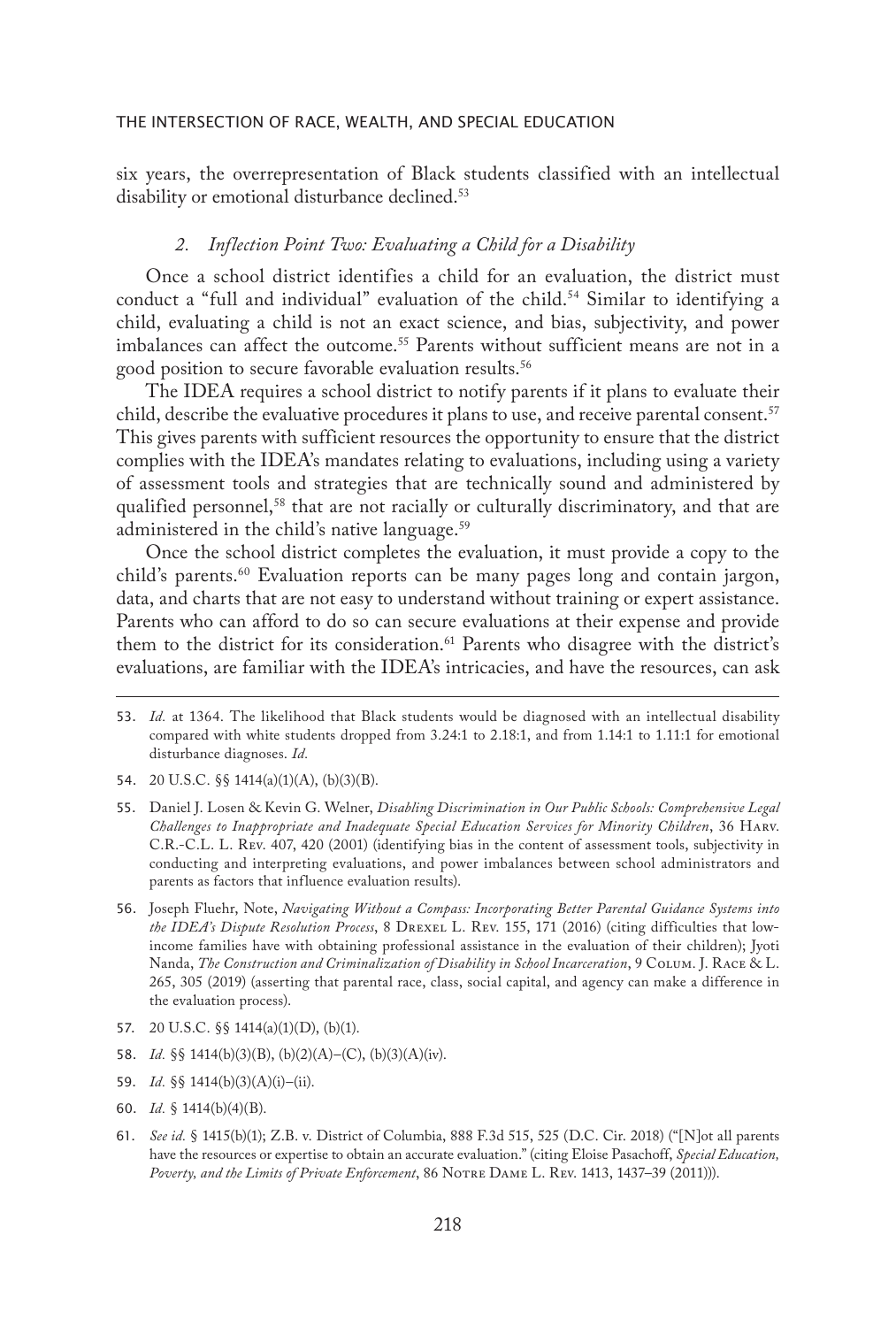six years, the overrepresentation of Black students classified with an intellectual disability or emotional disturbance declined.[53]

### *2. Inflection Point Two: Evaluating a Child for a Disability*

Once a school district identifies a child for an evaluation, the district must conduct a "full and individual" evaluation of the child.[54] Similar to identifying a child, evaluating a child is not an exact science, and bias, subjectivity, and power imbalances can affect the outcome.[55] Parents without sufficient means are not in a good position to secure favorable evaluation results.[56]

The IDEA requires a school district to notify parents if it plans to evaluate their child, describe the evaluative procedures it plans to use, and receive parental consent.[57] This gives parents with sufficient resources the opportunity to ensure that the district complies with the IDEA's mandates relating to evaluations, including using a variety of assessment tools and strategies that are technically sound and administered by qualified personnel,[58] that are not racially or culturally discriminatory, and that are administered in the child's native language.[59]

Once the school district completes the evaluation, it must provide a copy to the child's parents.[60] Evaluation reports can be many pages long and contain jargon, data, and charts that are not easy to understand without training or expert assistance. Parents who can afford to do so can secure evaluations at their expense and provide them to the district for its consideration.[61] Parents who disagree with the district's evaluations, are familiar with the IDEA's intricacies, and have the resources, can ask

---

53. *Id.* at 1364. The likelihood that Black students would be diagnosed with an intellectual disability compared with white students dropped from 3.24:1 to 2.18:1, and from 1.14:1 to 1.11:1 for emotional disturbance diagnoses. *Id.*

54. 20 U.S.C. §§ 1414(a)(1)(A), (b)(3)(B).

55. Daniel J. Losen & Kevin G. Welner, *Disabling Discrimination in Our Public Schools: Comprehensive Legal Challenges to Inappropriate and Inadequate Special Education Services for Minority Children*, 36 Harv. C.R.-C.L. L. Rev. 407, 420 (2001) (identifying bias in the content of assessment tools, subjectivity in conducting and interpreting evaluations, and power imbalances between school administrators and parents as factors that influence evaluation results).

56. Joseph Fluehr, Note, *Navigating Without a Compass: Incorporating Better Parental Guidance Systems into the IDEA's Dispute Resolution Process*, 8 Drexel L. Rev. 155, 171 (2016) (citing difficulties that low-income families have with obtaining professional assistance in the evaluation of their children); Jyoti Nanda, *The Construction and Criminalization of Disability in School Incarceration*, 9 Colum. J. Race & L. 265, 305 (2019) (asserting that parental race, class, social capital, and agency can make a difference in the evaluation process).

57. 20 U.S.C. §§ 1414(a)(1)(D), (b)(1).

58. *Id.* §§ 1414(b)(3)(B), (b)(2)(A)–(C), (b)(3)(A)(iv).

59. *Id.* §§ 1414(b)(3)(A)(i)–(ii).

60. *Id.* § 1414(b)(4)(B).

61. *See id.* § 1415(b)(1); Z.B. v. District of Columbia, 888 F.3d 515, 525 (D.C. Cir. 2018) ("[N]ot all parents have the resources or expertise to obtain an accurate evaluation." (citing Eloise Pasachoff, *Special Education, Poverty, and the Limits of Private Enforcement*, 86 Notre Dame L. Rev. 1413, 1437–39 (2011))).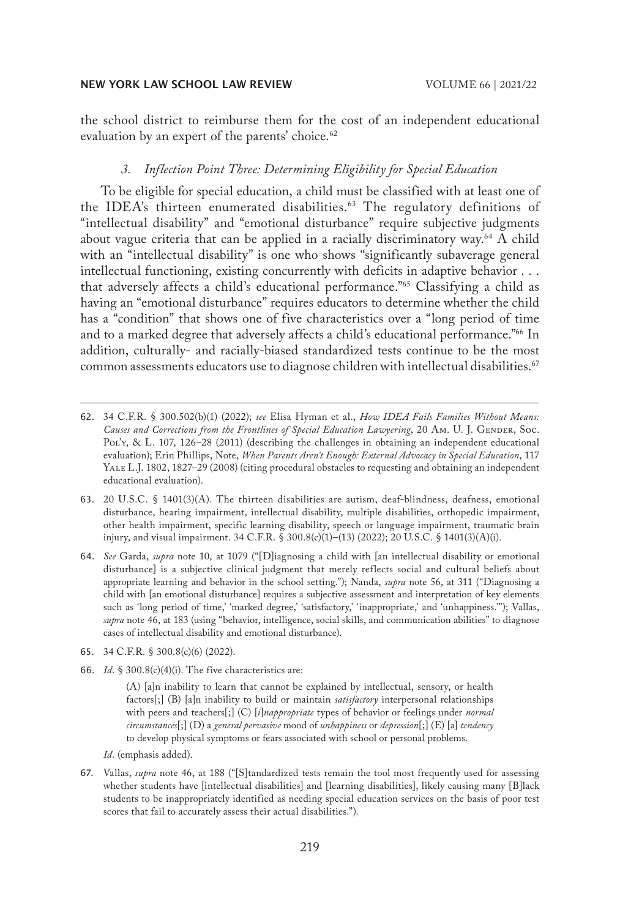the school district to reimburse them for the cost of an independent educational evaluation by an expert of the parents' choice.[62]

### *3. Inflection Point Three: Determining Eligibility for Special Education*

To be eligible for special education, a child must be classified with at least one of the IDEA's thirteen enumerated disabilities.[63] The regulatory definitions of "intellectual disability" and "emotional disturbance" require subjective judgments about vague criteria that can be applied in a racially discriminatory way.[64] A child with an "intellectual disability" is one who shows "significantly subaverage general intellectual functioning, existing concurrently with deficits in adaptive behavior . . . that adversely affects a child's educational performance."[65] Classifying a child as having an "emotional disturbance" requires educators to determine whether the child has a "condition" that shows one of five characteristics over a "long period of time and to a marked degree that adversely affects a child's educational performance."[66] In addition, culturally- and racially-biased standardized tests continue to be the most common assessments educators use to diagnose children with intellectual disabilities.[67]

---

62. 34 C.F.R. § 300.502(b)(1) (2022); *see* Elisa Hyman et al., *How IDEA Fails Families Without Means: Causes and Corrections from the Frontlines of Special Education Lawyering*, 20 Am. U. J. Gender, Soc. Pol'y, & L. 107, 126–28 (2011) (describing the challenges in obtaining an independent educational evaluation); Erin Phillips, Note, *When Parents Aren't Enough: External Advocacy in Special Education*, 117 Yale L.J. 1802, 1827–29 (2008) (citing procedural obstacles to requesting and obtaining an independent educational evaluation).

63. 20 U.S.C. § 1401(3)(A). The thirteen disabilities are autism, deaf-blindness, deafness, emotional disturbance, hearing impairment, intellectual disability, multiple disabilities, orthopedic impairment, other health impairment, specific learning disability, speech or language impairment, traumatic brain injury, and visual impairment. 34 C.F.R. § 300.8(c)(1)–(13) (2022); 20 U.S.C. § 1401(3)(A)(i).

64. *See* Garda, *supra* note 10, at 1079 ("[D]iagnosing a child with [an intellectual disability or emotional disturbance] is a subjective clinical judgment that merely reflects social and cultural beliefs about appropriate learning and behavior in the school setting."); Nanda, *supra* note 56, at 311 ("Diagnosing a child with [an emotional disturbance] requires a subjective assessment and interpretation of key elements such as 'long period of time,' 'marked degree,' 'satisfactory,' 'inappropriate,' and 'unhappiness.'"); Vallas, *supra* note 46, at 183 (using "behavior, intelligence, social skills, and communication abilities" to diagnose cases of intellectual disability and emotional disturbance).

65. 34 C.F.R. § 300.8(c)(6) (2022).

66. *Id*. § 300.8(c)(4)(i). The five characteristics are:

> (A) [a]n inability to learn that cannot be explained by intellectual, sensory, or health factors[;] (B) [a]n inability to build or maintain *satisfactory* interpersonal relationships with peers and teachers[;] (C) [*i*]*nappropriate* types of behavior or feelings under *normal circumstances*[;] (D) a *general pervasive* mood of *unhappiness* or *depression*[;] (E) [a] *tendency* to develop physical symptoms or fears associated with school or personal problems.

*Id*. (emphasis added).

67. Vallas, *supra* note 46, at 188 ("[S]tandardized tests remain the tool most frequently used for assessing whether students have [intellectual disabilities] and [learning disabilities], likely causing many [B]lack students to be inappropriately identified as needing special education services on the basis of poor test scores that fail to accurately assess their actual disabilities.").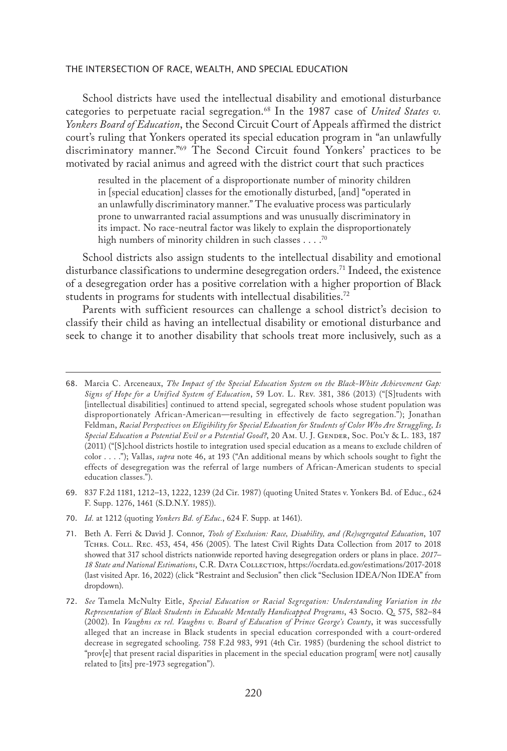School districts have used the intellectual disability and emotional disturbance categories to perpetuate racial segregation.[68] In the 1987 case of *United States v. Yonkers Board of Education*, the Second Circuit Court of Appeals affirmed the district court's ruling that Yonkers operated its special education program in "an unlawfully discriminatory manner."[69] The Second Circuit found Yonkers' practices to be motivated by racial animus and agreed with the district court that such practices

> resulted in the placement of a disproportionate number of minority children in [special education] classes for the emotionally disturbed, [and] "operated in an unlawfully discriminatory manner." The evaluative process was particularly prone to unwarranted racial assumptions and was unusually discriminatory in its impact. No race-neutral factor was likely to explain the disproportionately high numbers of minority children in such classes . . . .[70]

School districts also assign students to the intellectual disability and emotional disturbance classifications to undermine desegregation orders.[71] Indeed, the existence of a desegregation order has a positive correlation with a higher proportion of Black students in programs for students with intellectual disabilities.[72]

Parents with sufficient resources can challenge a school district's decision to classify their child as having an intellectual disability or emotional disturbance and seek to change it to another disability that schools treat more inclusively, such as a

---

68. Marcia C. Arceneaux, *The Impact of the Special Education System on the Black-White Achievement Gap: Signs of Hope for a Unified System of Education*, 59 Loy. L. Rev. 381, 386 (2013) ("[S]tudents with [intellectual disabilities] continued to attend special, segregated schools whose student population was disproportionately African-American—resulting in effectively de facto segregation."); Jonathan Feldman, *Racial Perspectives on Eligibility for Special Education for Students of Color Who Are Struggling, Is Special Education a Potential Evil or a Potential Good?*, 20 Am. U. J. Gender, Soc. Pol'y & L. 183, 187 (2011) ("[S]chool districts hostile to integration used special education as a means to exclude children of color . . . ."); Vallas, *supra* note 46, at 193 ("An additional means by which schools sought to fight the effects of desegregation was the referral of large numbers of African-American students to special education classes.").

69. 837 F.2d 1181, 1212–13, 1222, 1239 (2d Cir. 1987) (quoting United States v. Yonkers Bd. of Educ., 624 F. Supp. 1276, 1461 (S.D.N.Y. 1985)).

70. *Id.* at 1212 (quoting *Yonkers Bd. of Educ.*, 624 F. Supp. at 1461).

71. Beth A. Ferri & David J. Connor, *Tools of Exclusion: Race, Disability, and (Re)segregated Education*, 107 Tchrs. Coll. Rec. 453, 454, 456 (2005). The latest Civil Rights Data Collection from 2017 to 2018 showed that 317 school districts nationwide reported having desegregation orders or plans in place. *2017–18 State and National Estimations*, C.R. Data Collection, https://ocrdata.ed.gov/estimations/2017-2018 (last visited Apr. 16, 2022) (click "Restraint and Seclusion" then click "Seclusion IDEA/Non IDEA" from dropdown).

72. *See* Tamela McNulty Eitle, *Special Education or Racial Segregation: Understanding Variation in the Representation of Black Students in Educable Mentally Handicapped Programs*, 43 Socio. Q. 575, 582–84 (2002). In *Vaughns ex rel. Vaughns v. Board of Education of Prince George's County*, it was successfully alleged that an increase in Black students in special education corresponded with a court-ordered decrease in segregated schooling. 758 F.2d 983, 991 (4th Cir. 1985) (burdening the school district to "prov[e] that present racial disparities in placement in the special education program[ were not] causally related to [its] pre-1973 segregation").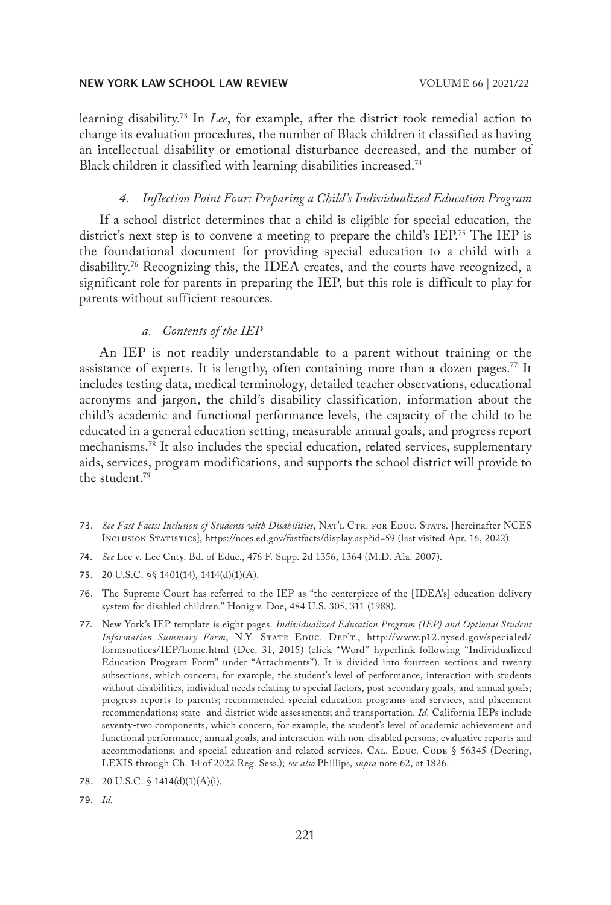learning disability.[73] In *Lee*, for example, after the district took remedial action to change its evaluation procedures, the number of Black children it classified as having an intellectual disability or emotional disturbance decreased, and the number of Black children it classified with learning disabilities increased.[74]

#### *4. Inflection Point Four: Preparing a Child's Individualized Education Program*

If a school district determines that a child is eligible for special education, the district's next step is to convene a meeting to prepare the child's IEP.[75] The IEP is the foundational document for providing special education to a child with a disability.[76] Recognizing this, the IDEA creates, and the courts have recognized, a significant role for parents in preparing the IEP, but this role is difficult to play for parents without sufficient resources.

##### *a. Contents of the IEP*

An IEP is not readily understandable to a parent without training or the assistance of experts. It is lengthy, often containing more than a dozen pages.[77] It includes testing data, medical terminology, detailed teacher observations, educational acronyms and jargon, the child's disability classification, information about the child's academic and functional performance levels, the capacity of the child to be educated in a general education setting, measurable annual goals, and progress report mechanisms.[78] It also includes the special education, related services, supplementary aids, services, program modifications, and supports the school district will provide to the student.[79]

---

73. *See Fast Facts: Inclusion of Students with Disabilities*, Nat'l Ctr. for Educ. Stats. [hereinafter NCES Inclusion Statistics], https://nces.ed.gov/fastfacts/display.asp?id=59 (last visited Apr. 16, 2022).

74. *See* Lee v. Lee Cnty. Bd. of Educ., 476 F. Supp. 2d 1356, 1364 (M.D. Ala. 2007).

75. 20 U.S.C. §§ 1401(14), 1414(d)(1)(A).

76. The Supreme Court has referred to the IEP as "the centerpiece of the [IDEA's] education delivery system for disabled children." Honig v. Doe, 484 U.S. 305, 311 (1988).

77. New York's IEP template is eight pages. *Individualized Education Program (IEP) and Optional Student Information Summary Form*, N.Y. State Educ. Dep't., http://www.p12.nysed.gov/specialed/formsnotices/IEP/home.html (Dec. 31, 2015) (click "Word" hyperlink following "Individualized Education Program Form" under "Attachments"). It is divided into fourteen sections and twenty subsections, which concern, for example, the student's level of performance, interaction with students without disabilities, individual needs relating to special factors, post-secondary goals, and annual goals; progress reports to parents; recommended special education programs and services, and placement recommendations; state- and district-wide assessments; and transportation. *Id.* California IEPs include seventy-two components, which concern, for example, the student's level of academic achievement and functional performance, annual goals, and interaction with non-disabled persons; evaluative reports and accommodations; and special education and related services. Cal. Educ. Code § 56345 (Deering, LEXIS through Ch. 14 of 2022 Reg. Sess.); *see also* Phillips, *supra* note 62, at 1826.

78. 20 U.S.C. § 1414(d)(1)(A)(i).

79. *Id.*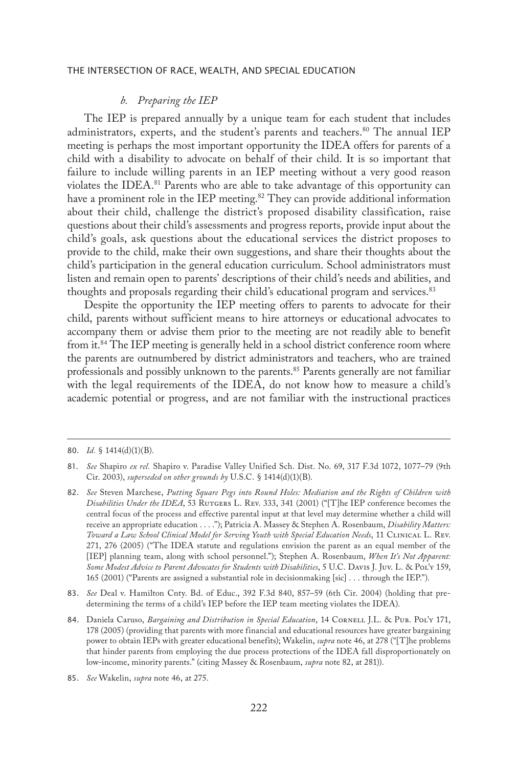#### *b. Preparing the IEP*

The IEP is prepared annually by a unique team for each student that includes administrators, experts, and the student's parents and teachers.[80] The annual IEP meeting is perhaps the most important opportunity the IDEA offers for parents of a child with a disability to advocate on behalf of their child. It is so important that failure to include willing parents in an IEP meeting without a very good reason violates the IDEA.[81] Parents who are able to take advantage of this opportunity can have a prominent role in the IEP meeting.[82] They can provide additional information about their child, challenge the district's proposed disability classification, raise questions about their child's assessments and progress reports, provide input about the child's goals, ask questions about the educational services the district proposes to provide to the child, make their own suggestions, and share their thoughts about the child's participation in the general education curriculum. School administrators must listen and remain open to parents' descriptions of their child's needs and abilities, and thoughts and proposals regarding their child's educational program and services.[83]

Despite the opportunity the IEP meeting offers to parents to advocate for their child, parents without sufficient means to hire attorneys or educational advocates to accompany them or advise them prior to the meeting are not readily able to benefit from it.[84] The IEP meeting is generally held in a school district conference room where the parents are outnumbered by district administrators and teachers, who are trained professionals and possibly unknown to the parents.[85] Parents generally are not familiar with the legal requirements of the IDEA, do not know how to measure a child's academic potential or progress, and are not familiar with the instructional practices

---

80. *Id.* § 1414(d)(1)(B).

81. *See* Shapiro *ex rel.* Shapiro v. Paradise Valley Unified Sch. Dist. No. 69, 317 F.3d 1072, 1077–79 (9th Cir. 2003), *superseded on other grounds by* U.S.C. § 1414(d)(1)(B).

82. *See* Steven Marchese, *Putting Square Pegs into Round Holes: Mediation and the Rights of Children with Disabilities Under the IDEA*, 53 Rutgers L. Rev. 333, 341 (2001) ("[T]he IEP conference becomes the central focus of the process and effective parental input at that level may determine whether a child will receive an appropriate education . . . ."); Patricia A. Massey & Stephen A. Rosenbaum, *Disability Matters: Toward a Law School Clinical Model for Serving Youth with Special Education Needs*, 11 Clinical L. Rev. 271, 276 (2005) ("The IDEA statute and regulations envision the parent as an equal member of the [IEP] planning team, along with school personnel."); Stephen A. Rosenbaum, *When It's Not Apparent: Some Modest Advice to Parent Advocates for Students with Disabilities*, 5 U.C. Davis J. Juv. L. & Pol'y 159, 165 (2001) ("Parents are assigned a substantial role in decisionmaking [sic] . . . through the IEP.").

83. *See* Deal v. Hamilton Cnty. Bd. of Educ., 392 F.3d 840, 857–59 (6th Cir. 2004) (holding that predetermining the terms of a child's IEP before the IEP team meeting violates the IDEA).

84. Daniela Caruso, *Bargaining and Distribution in Special Education*, 14 Cornell J.L. & Pub. Pol'y 171, 178 (2005) (providing that parents with more financial and educational resources have greater bargaining power to obtain IEPs with greater educational benefits); Wakelin, *supra* note 46, at 278 ("[T]he problems that hinder parents from employing the due process protections of the IDEA fall disproportionately on low-income, minority parents." (citing Massey & Rosenbaum, *supra* note 82, at 281)).

85. *See* Wakelin, *supra* note 46, at 275.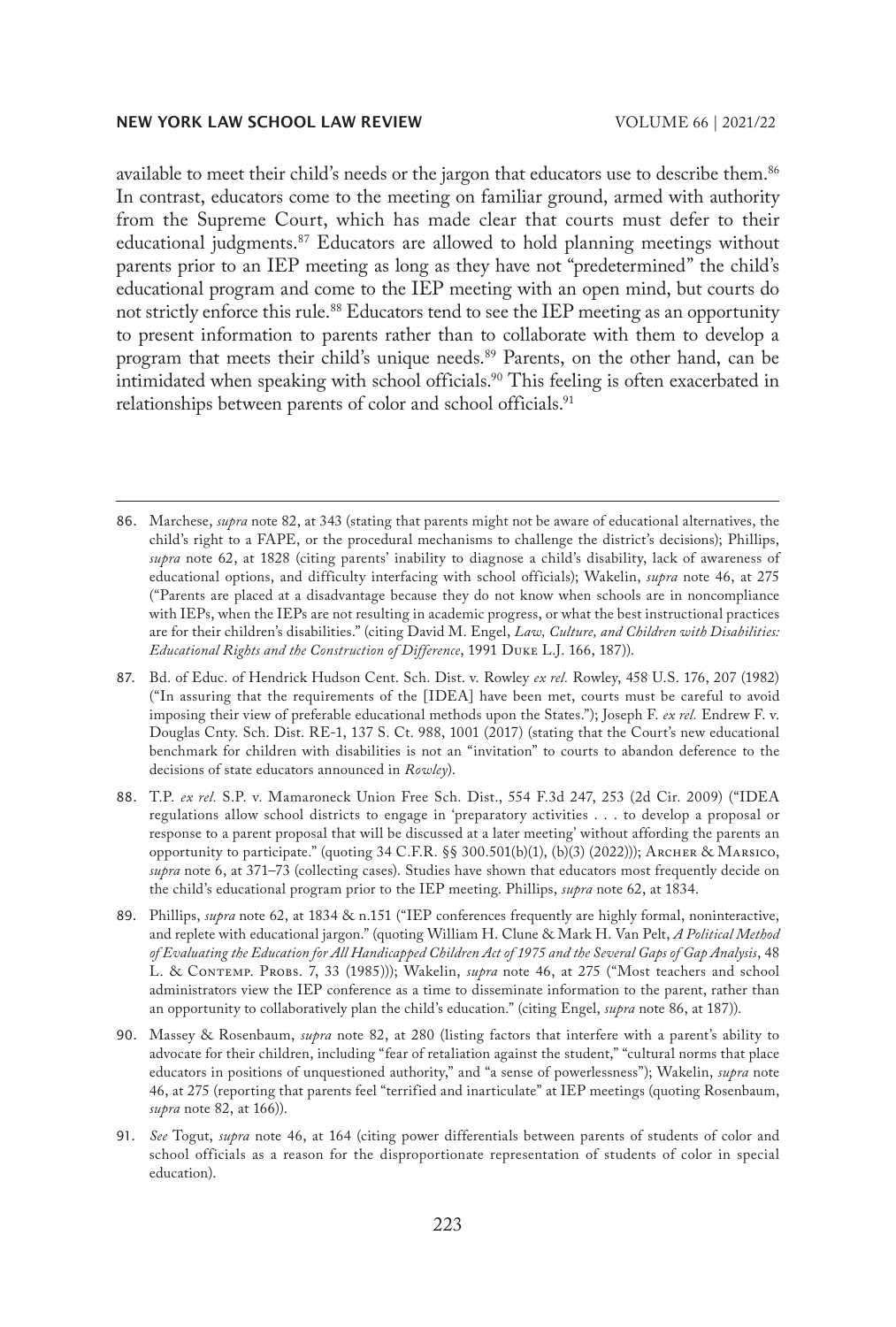available to meet their child's needs or the jargon that educators use to describe them.[86] In contrast, educators come to the meeting on familiar ground, armed with authority from the Supreme Court, which has made clear that courts must defer to their educational judgments.[87] Educators are allowed to hold planning meetings without parents prior to an IEP meeting as long as they have not "predetermined" the child's educational program and come to the IEP meeting with an open mind, but courts do not strictly enforce this rule.[88] Educators tend to see the IEP meeting as an opportunity to present information to parents rather than to collaborate with them to develop a program that meets their child's unique needs.[89] Parents, on the other hand, can be intimidated when speaking with school officials.[90] This feeling is often exacerbated in relationships between parents of color and school officials.[91]

---

86. Marchese, *supra* note 82, at 343 (stating that parents might not be aware of educational alternatives, the child's right to a FAPE, or the procedural mechanisms to challenge the district's decisions); Phillips, *supra* note 62, at 1828 (citing parents' inability to diagnose a child's disability, lack of awareness of educational options, and difficulty interfacing with school officials); Wakelin, *supra* note 46, at 275 ("Parents are placed at a disadvantage because they do not know when schools are in noncompliance with IEPs, when the IEPs are not resulting in academic progress, or what the best instructional practices are for their children's disabilities." (citing David M. Engel, *Law, Culture, and Children with Disabilities: Educational Rights and the Construction of Difference*, 1991 Duke L.J. 166, 187)).

87. Bd. of Educ. of Hendrick Hudson Cent. Sch. Dist. v. Rowley *ex rel.* Rowley, 458 U.S. 176, 207 (1982) ("In assuring that the requirements of the [IDEA] have been met, courts must be careful to avoid imposing their view of preferable educational methods upon the States."); Joseph F. *ex rel.* Endrew F. v. Douglas Cnty. Sch. Dist. RE-1, 137 S. Ct. 988, 1001 (2017) (stating that the Court's new educational benchmark for children with disabilities is not an "invitation" to courts to abandon deference to the decisions of state educators announced in *Rowley*).

88. T.P. *ex rel.* S.P. v. Mamaroneck Union Free Sch. Dist., 554 F.3d 247, 253 (2d Cir. 2009) ("IDEA regulations allow school districts to engage in 'preparatory activities . . . to develop a proposal or response to a parent proposal that will be discussed at a later meeting' without affording the parents an opportunity to participate." (quoting 34 C.F.R. §§ 300.501(b)(1), (b)(3) (2022))); Archer & Marsico, *supra* note 6, at 371–73 (collecting cases). Studies have shown that educators most frequently decide on the child's educational program prior to the IEP meeting. Phillips, *supra* note 62, at 1834.

89. Phillips, *supra* note 62, at 1834 & n.151 ("IEP conferences frequently are highly formal, noninteractive, and replete with educational jargon." (quoting William H. Clune & Mark H. Van Pelt, *A Political Method of Evaluating the Education for All Handicapped Children Act of 1975 and the Several Gaps of Gap Analysis*, 48 L. & Contemp. Probs. 7, 33 (1985))); Wakelin, *supra* note 46, at 275 ("Most teachers and school administrators view the IEP conference as a time to disseminate information to the parent, rather than an opportunity to collaboratively plan the child's education." (citing Engel, *supra* note 86, at 187)).

90. Massey & Rosenbaum, *supra* note 82, at 280 (listing factors that interfere with a parent's ability to advocate for their children, including "fear of retaliation against the student," "cultural norms that place educators in positions of unquestioned authority," and "a sense of powerlessness"); Wakelin, *supra* note 46, at 275 (reporting that parents feel "terrified and inarticulate" at IEP meetings (quoting Rosenbaum, *supra* note 82, at 166)).

91. *See* Togut, *supra* note 46, at 164 (citing power differentials between parents of students of color and school officials as a reason for the disproportionate representation of students of color in special education).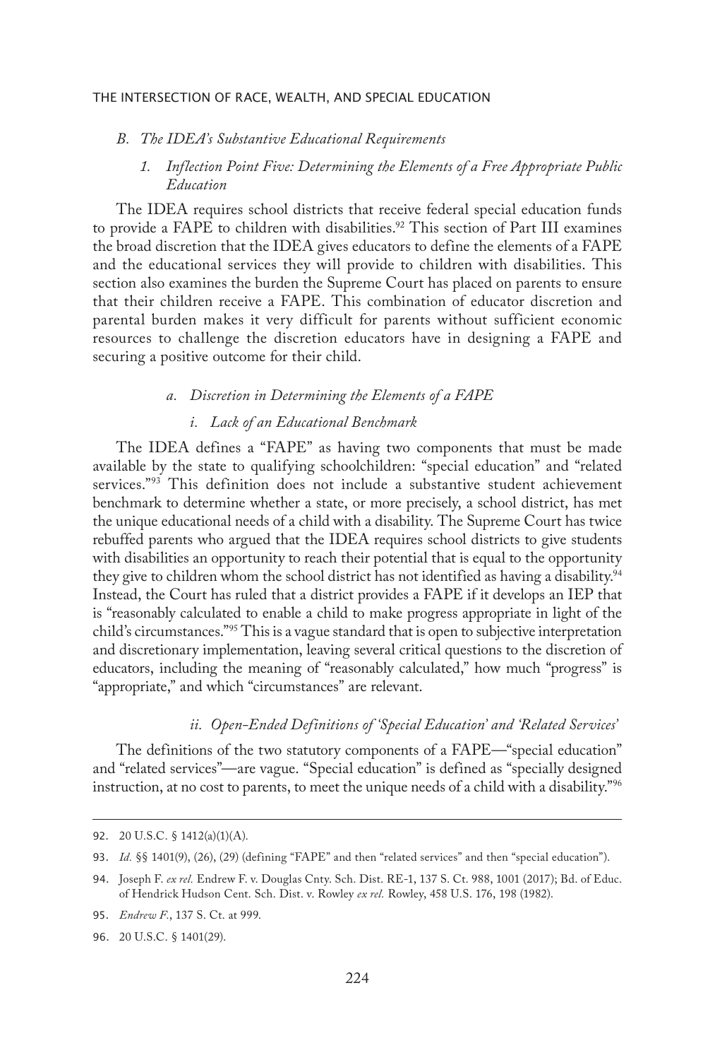### *B. The IDEA's Substantive Educational Requirements*

#### *1. Inflection Point Five: Determining the Elements of a Free Appropriate Public Education*

The IDEA requires school districts that receive federal special education funds to provide a FAPE to children with disabilities.[92] This section of Part III examines the broad discretion that the IDEA gives educators to define the elements of a FAPE and the educational services they will provide to children with disabilities. This section also examines the burden the Supreme Court has placed on parents to ensure that their children receive a FAPE. This combination of educator discretion and parental burden makes it very difficult for parents without sufficient economic resources to challenge the discretion educators have in designing a FAPE and securing a positive outcome for their child.

##### *a. Discretion in Determining the Elements of a FAPE*

###### *i. Lack of an Educational Benchmark*

The IDEA defines a "FAPE" as having two components that must be made available by the state to qualifying schoolchildren: "special education" and "related services."[93] This definition does not include a substantive student achievement benchmark to determine whether a state, or more precisely, a school district, has met the unique educational needs of a child with a disability. The Supreme Court has twice rebuffed parents who argued that the IDEA requires school districts to give students with disabilities an opportunity to reach their potential that is equal to the opportunity they give to children whom the school district has not identified as having a disability.[94] Instead, the Court has ruled that a district provides a FAPE if it develops an IEP that is "reasonably calculated to enable a child to make progress appropriate in light of the child's circumstances."[95] This is a vague standard that is open to subjective interpretation and discretionary implementation, leaving several critical questions to the discretion of educators, including the meaning of "reasonably calculated," how much "progress" is "appropriate," and which "circumstances" are relevant.

###### *ii. Open-Ended Definitions of 'Special Education' and 'Related Services'*

The definitions of the two statutory components of a FAPE—"special education" and "related services"—are vague. "Special education" is defined as "specially designed instruction, at no cost to parents, to meet the unique needs of a child with a disability."[96]

---

92. 20 U.S.C. § 1412(a)(1)(A).

93. *Id.* §§ 1401(9), (26), (29) (defining "FAPE" and then "related services" and then "special education").

94. Joseph F. *ex rel.* Endrew F. v. Douglas Cnty. Sch. Dist. RE-1, 137 S. Ct. 988, 1001 (2017); Bd. of Educ. of Hendrick Hudson Cent. Sch. Dist. v. Rowley *ex rel.* Rowley, 458 U.S. 176, 198 (1982).

95. *Endrew F.*, 137 S. Ct. at 999.

96. 20 U.S.C. § 1401(29).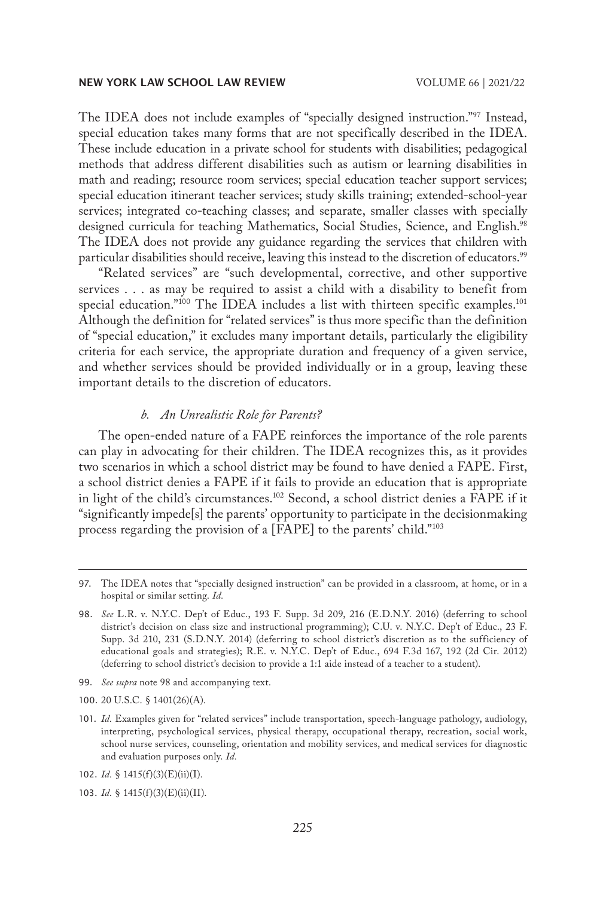The IDEA does not include examples of "specially designed instruction."[97] Instead, special education takes many forms that are not specifically described in the IDEA. These include education in a private school for students with disabilities; pedagogical methods that address different disabilities such as autism or learning disabilities in math and reading; resource room services; special education teacher support services; special education itinerant teacher services; study skills training; extended-school-year services; integrated co-teaching classes; and separate, smaller classes with specially designed curricula for teaching Mathematics, Social Studies, Science, and English.[98] The IDEA does not provide any guidance regarding the services that children with particular disabilities should receive, leaving this instead to the discretion of educators.[99]

"Related services" are "such developmental, corrective, and other supportive services . . . as may be required to assist a child with a disability to benefit from special education."[100] The IDEA includes a list with thirteen specific examples.[101] Although the definition for "related services" is thus more specific than the definition of "special education," it excludes many important details, particularly the eligibility criteria for each service, the appropriate duration and frequency of a given service, and whether services should be provided individually or in a group, leaving these important details to the discretion of educators.

#### *b. An Unrealistic Role for Parents?*

The open-ended nature of a FAPE reinforces the importance of the role parents can play in advocating for their children. The IDEA recognizes this, as it provides two scenarios in which a school district may be found to have denied a FAPE. First, a school district denies a FAPE if it fails to provide an education that is appropriate in light of the child's circumstances.[102] Second, a school district denies a FAPE if it "significantly impede[s] the parents' opportunity to participate in the decisionmaking process regarding the provision of a [FAPE] to the parents' child."[103]

---

97. The IDEA notes that "specially designed instruction" can be provided in a classroom, at home, or in a hospital or similar setting. *Id.*

98. *See* L.R. v. N.Y.C. Dep't of Educ., 193 F. Supp. 3d 209, 216 (E.D.N.Y. 2016) (deferring to school district's decision on class size and instructional programming); C.U. v. N.Y.C. Dep't of Educ., 23 F. Supp. 3d 210, 231 (S.D.N.Y. 2014) (deferring to school district's discretion as to the sufficiency of educational goals and strategies); R.E. v. N.Y.C. Dep't of Educ., 694 F.3d 167, 192 (2d Cir. 2012) (deferring to school district's decision to provide a 1:1 aide instead of a teacher to a student).

99. *See supra* note 98 and accompanying text.

100. 20 U.S.C. § 1401(26)(A).

101. *Id.* Examples given for "related services" include transportation, speech-language pathology, audiology, interpreting, psychological services, physical therapy, occupational therapy, recreation, social work, school nurse services, counseling, orientation and mobility services, and medical services for diagnostic and evaluation purposes only. *Id.*

102. *Id.* § 1415(f)(3)(E)(ii)(I).

103. *Id.* § 1415(f)(3)(E)(ii)(II).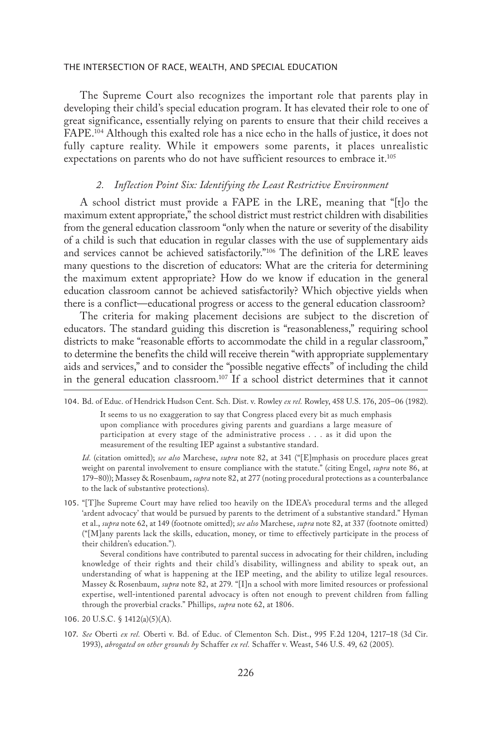The Supreme Court also recognizes the important role that parents play in developing their child's special education program. It has elevated their role to one of great significance, essentially relying on parents to ensure that their child receives a FAPE.[104] Although this exalted role has a nice echo in the halls of justice, it does not fully capture reality. While it empowers some parents, it places unrealistic expectations on parents who do not have sufficient resources to embrace it.[105]

### 2. *Inflection Point Six: Identifying the Least Restrictive Environment*

A school district must provide a FAPE in the LRE, meaning that "[t]o the maximum extent appropriate," the school district must restrict children with disabilities from the general education classroom "only when the nature or severity of the disability of a child is such that education in regular classes with the use of supplementary aids and services cannot be achieved satisfactorily."[106] The definition of the LRE leaves many questions to the discretion of educators: What are the criteria for determining the maximum extent appropriate? How do we know if education in the general education classroom cannot be achieved satisfactorily? Which objective yields when there is a conflict—educational progress or access to the general education classroom?

The criteria for making placement decisions are subject to the discretion of educators. The standard guiding this discretion is "reasonableness," requiring school districts to make "reasonable efforts to accommodate the child in a regular classroom," to determine the benefits the child will receive therein "with appropriate supplementary aids and services," and to consider the "possible negative effects" of including the child in the general education classroom.[107] If a school district determines that it cannot

---

104. Bd. of Educ. of Hendrick Hudson Cent. Sch. Dist. v. Rowley *ex rel.* Rowley, 458 U.S. 176, 205–06 (1982).

> It seems to us no exaggeration to say that Congress placed every bit as much emphasis upon compliance with procedures giving parents and guardians a large measure of participation at every stage of the administrative process . . . as it did upon the measurement of the resulting IEP against a substantive standard.

*Id.* (citation omitted); *see also* Marchese, *supra* note 82, at 341 ("[E]mphasis on procedure places great weight on parental involvement to ensure compliance with the statute." (citing Engel, *supra* note 86, at 179–80)); Massey & Rosenbaum, *supra* note 82, at 277 (noting procedural protections as a counterbalance to the lack of substantive protections).

105. "[T]he Supreme Court may have relied too heavily on the IDEA's procedural terms and the alleged 'ardent advocacy' that would be pursued by parents to the detriment of a substantive standard." Hyman et al., *supra* note 62, at 149 (footnote omitted); *see also* Marchese, *supra* note 82, at 337 (footnote omitted) ("[M]any parents lack the skills, education, money, or time to effectively participate in the process of their children's education.").

Several conditions have contributed to parental success in advocating for their children, including knowledge of their rights and their child's disability, willingness and ability to speak out, an understanding of what is happening at the IEP meeting, and the ability to utilize legal resources. Massey & Rosenbaum, *supra* note 82, at 279. "[I]n a school with more limited resources or professional expertise, well-intentioned parental advocacy is often not enough to prevent children from falling through the proverbial cracks." Phillips, *supra* note 62, at 1806.

106. 20 U.S.C. § 1412(a)(5)(A).

107. *See* Oberti *ex rel.* Oberti v. Bd. of Educ. of Clementon Sch. Dist., 995 F.2d 1204, 1217–18 (3d Cir. 1993), *abrogated on other grounds by* Schaffer *ex rel.* Schaffer v. Weast, 546 U.S. 49, 62 (2005).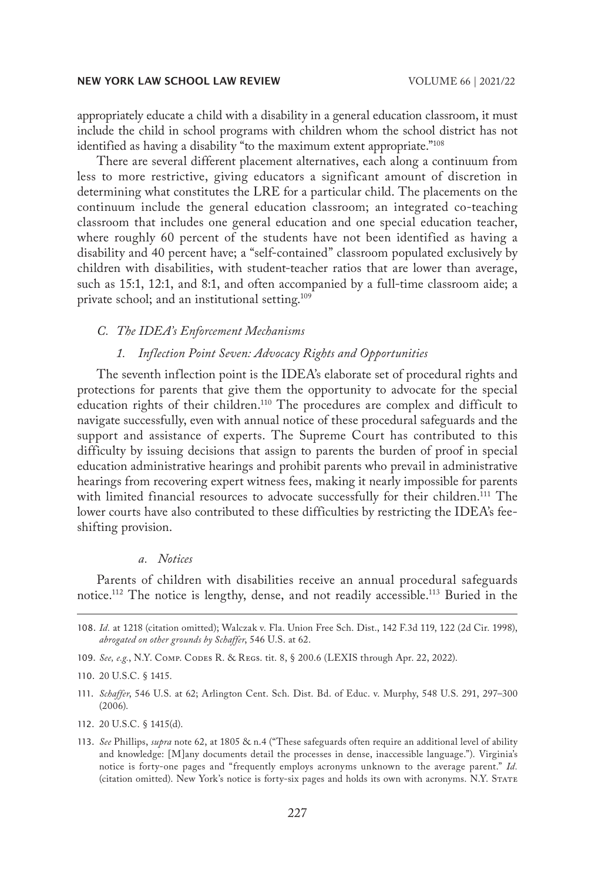appropriately educate a child with a disability in a general education classroom, it must include the child in school programs with children whom the school district has not identified as having a disability "to the maximum extent appropriate."[108]

There are several different placement alternatives, each along a continuum from less to more restrictive, giving educators a significant amount of discretion in determining what constitutes the LRE for a particular child. The placements on the continuum include the general education classroom; an integrated co-teaching classroom that includes one general education and one special education teacher, where roughly 60 percent of the students have not been identified as having a disability and 40 percent have; a "self-contained" classroom populated exclusively by children with disabilities, with student-teacher ratios that are lower than average, such as 15:1, 12:1, and 8:1, and often accompanied by a full-time classroom aide; a private school; and an institutional setting.[109]

### *C. The IDEA's Enforcement Mechanisms*

#### *1. Inflection Point Seven: Advocacy Rights and Opportunities*

The seventh inflection point is the IDEA's elaborate set of procedural rights and protections for parents that give them the opportunity to advocate for the special education rights of their children.[110] The procedures are complex and difficult to navigate successfully, even with annual notice of these procedural safeguards and the support and assistance of experts. The Supreme Court has contributed to this difficulty by issuing decisions that assign to parents the burden of proof in special education administrative hearings and prohibit parents who prevail in administrative hearings from recovering expert witness fees, making it nearly impossible for parents with limited financial resources to advocate successfully for their children.[111] The lower courts have also contributed to these difficulties by restricting the IDEA's fee-shifting provision.

##### *a. Notices*

Parents of children with disabilities receive an annual procedural safeguards notice.[112] The notice is lengthy, dense, and not readily accessible.[113] Buried in the

---

108. *Id.* at 1218 (citation omitted); Walczak v. Fla. Union Free Sch. Dist., 142 F.3d 119, 122 (2d Cir. 1998), *abrogated on other grounds by Schaffer*, 546 U.S. at 62.

109. *See, e.g.*, N.Y. Comp. Codes R. & Regs. tit. 8, § 200.6 (LEXIS through Apr. 22, 2022).

110. 20 U.S.C. § 1415.

111. *Schaffer*, 546 U.S. at 62; Arlington Cent. Sch. Dist. Bd. of Educ. v. Murphy, 548 U.S. 291, 297–300 (2006).

112. 20 U.S.C. § 1415(d).

113. *See* Phillips, *supra* note 62, at 1805 & n.4 ("These safeguards often require an additional level of ability and knowledge: [M]any documents detail the processes in dense, inaccessible language."). Virginia's notice is forty-one pages and "frequently employs acronyms unknown to the average parent." *Id.* (citation omitted). New York's notice is forty-six pages and holds its own with acronyms. N.Y. State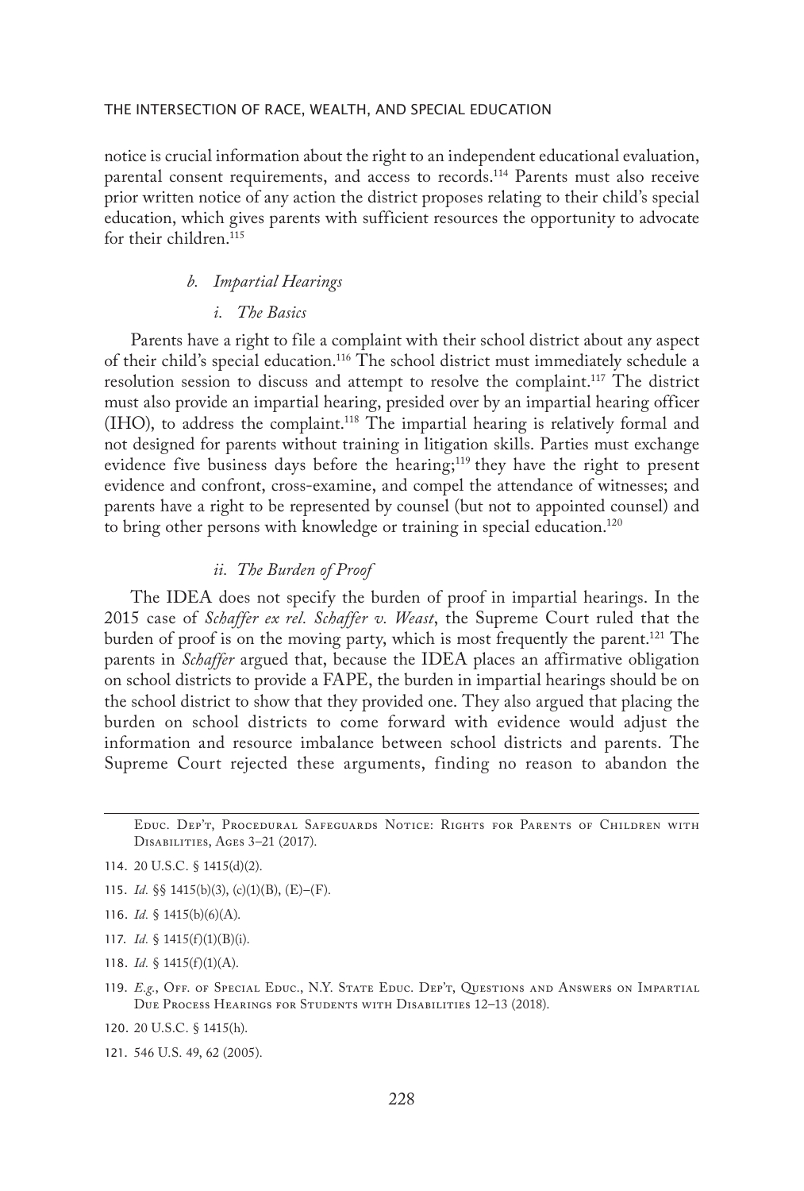notice is crucial information about the right to an independent educational evaluation, parental consent requirements, and access to records.[114] Parents must also receive prior written notice of any action the district proposes relating to their child's special education, which gives parents with sufficient resources the opportunity to advocate for their children.[115]

*b. Impartial Hearings*

*i. The Basics*

Parents have a right to file a complaint with their school district about any aspect of their child's special education.[116] The school district must immediately schedule a resolution session to discuss and attempt to resolve the complaint.[117] The district must also provide an impartial hearing, presided over by an impartial hearing officer (IHO), to address the complaint.[118] The impartial hearing is relatively formal and not designed for parents without training in litigation skills. Parties must exchange evidence five business days before the hearing;[119] they have the right to present evidence and confront, cross-examine, and compel the attendance of witnesses; and parents have a right to be represented by counsel (but not to appointed counsel) and to bring other persons with knowledge or training in special education.[120]

*ii. The Burden of Proof*

The IDEA does not specify the burden of proof in impartial hearings. In the 2015 case of *Schaffer ex rel. Schaffer v. Weast*, the Supreme Court ruled that the burden of proof is on the moving party, which is most frequently the parent.[121] The parents in *Schaffer* argued that, because the IDEA places an affirmative obligation on school districts to provide a FAPE, the burden in impartial hearings should be on the school district to show that they provided one. They also argued that placing the burden on school districts to come forward with evidence would adjust the information and resource imbalance between school districts and parents. The Supreme Court rejected these arguments, finding no reason to abandon the

---

Educ. Dep't, Procedural Safeguards Notice: Rights for Parents of Children with Disabilities, Ages 3–21 (2017).

114. 20 U.S.C. § 1415(d)(2).

115. *Id.* §§ 1415(b)(3), (c)(1)(B), (E)–(F).

116. *Id.* § 1415(b)(6)(A).

117. *Id.* § 1415(f)(1)(B)(i).

118. *Id.* § 1415(f)(1)(A).

119. *E.g.*, Off. of Special Educ., N.Y. State Educ. Dep't, Questions and Answers on Impartial Due Process Hearings for Students with Disabilities 12–13 (2018).

120. 20 U.S.C. § 1415(h).

121. 546 U.S. 49, 62 (2005).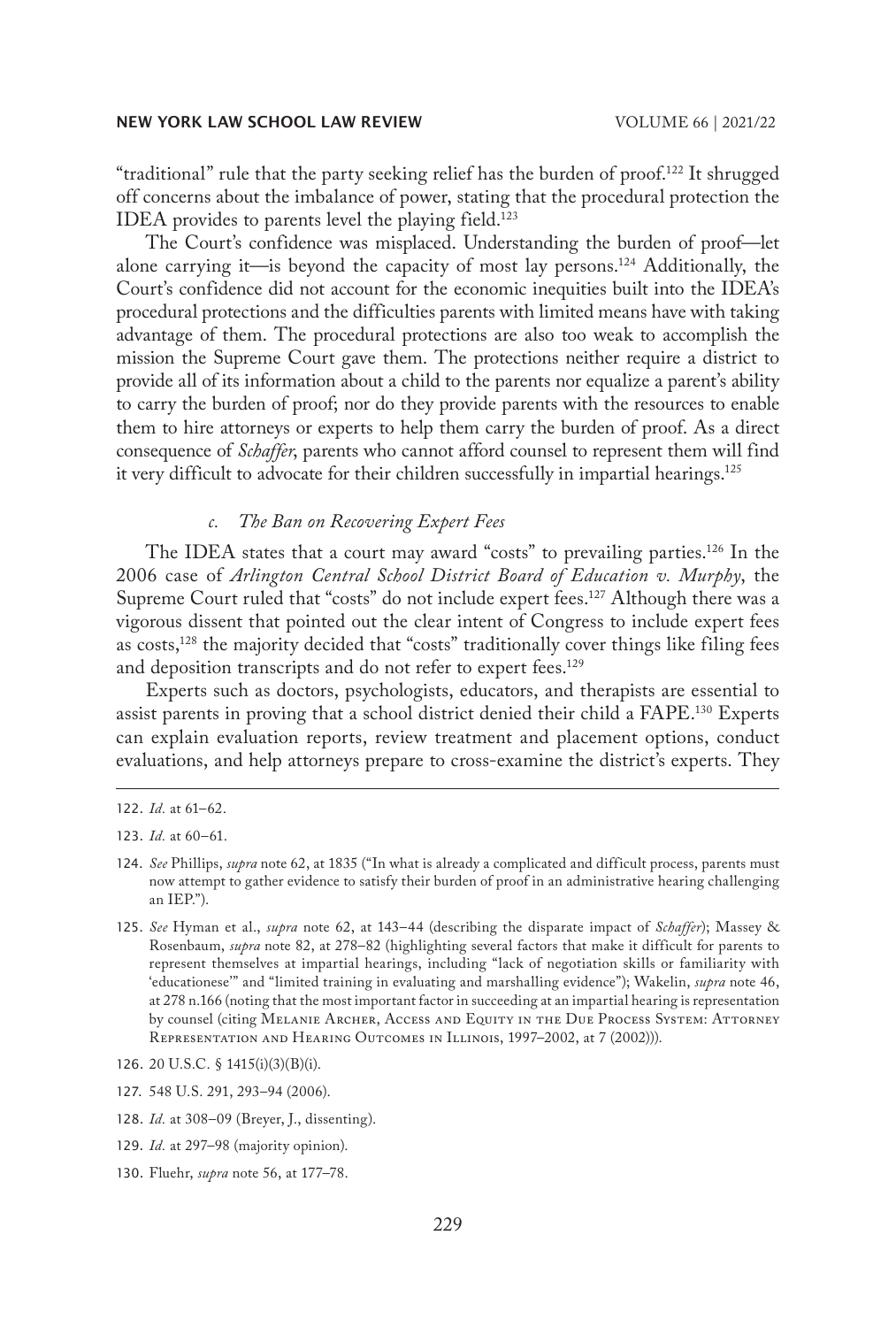"traditional" rule that the party seeking relief has the burden of proof.[122] It shrugged off concerns about the imbalance of power, stating that the procedural protection the IDEA provides to parents level the playing field.[123]

The Court's confidence was misplaced. Understanding the burden of proof—let alone carrying it—is beyond the capacity of most lay persons.[124] Additionally, the Court's confidence did not account for the economic inequities built into the IDEA's procedural protections and the difficulties parents with limited means have with taking advantage of them. The procedural protections are also too weak to accomplish the mission the Supreme Court gave them. The protections neither require a district to provide all of its information about a child to the parents nor equalize a parent's ability to carry the burden of proof; nor do they provide parents with the resources to enable them to hire attorneys or experts to help them carry the burden of proof. As a direct consequence of *Schaffer*, parents who cannot afford counsel to represent them will find it very difficult to advocate for their children successfully in impartial hearings.[125]

#### *c. The Ban on Recovering Expert Fees*

The IDEA states that a court may award "costs" to prevailing parties.[126] In the 2006 case of *Arlington Central School District Board of Education v. Murphy*, the Supreme Court ruled that "costs" do not include expert fees.[127] Although there was a vigorous dissent that pointed out the clear intent of Congress to include expert fees as costs,[128] the majority decided that "costs" traditionally cover things like filing fees and deposition transcripts and do not refer to expert fees.[129]

Experts such as doctors, psychologists, educators, and therapists are essential to assist parents in proving that a school district denied their child a FAPE.[130] Experts can explain evaluation reports, review treatment and placement options, conduct evaluations, and help attorneys prepare to cross-examine the district's experts. They

---

122. *Id.* at 61–62.

123. *Id.* at 60–61.

124. *See* Phillips, *supra* note 62, at 1835 ("In what is already a complicated and difficult process, parents must now attempt to gather evidence to satisfy their burden of proof in an administrative hearing challenging an IEP.").

125. *See* Hyman et al., *supra* note 62, at 143–44 (describing the disparate impact of *Schaffer*); Massey & Rosenbaum, *supra* note 82, at 278–82 (highlighting several factors that make it difficult for parents to represent themselves at impartial hearings, including "lack of negotiation skills or familiarity with 'educationese'" and "limited training in evaluating and marshalling evidence"); Wakelin, *supra* note 46, at 278 n.166 (noting that the most important factor in succeeding at an impartial hearing is representation by counsel (citing Melanie Archer, Access and Equity in the Due Process System: Attorney Representation and Hearing Outcomes in Illinois, 1997–2002, at 7 (2002))).

126. 20 U.S.C. § 1415(i)(3)(B)(i).

127. 548 U.S. 291, 293–94 (2006).

128. *Id.* at 308–09 (Breyer, J., dissenting).

129. *Id.* at 297–98 (majority opinion).

130. Fluehr, *supra* note 56, at 177–78.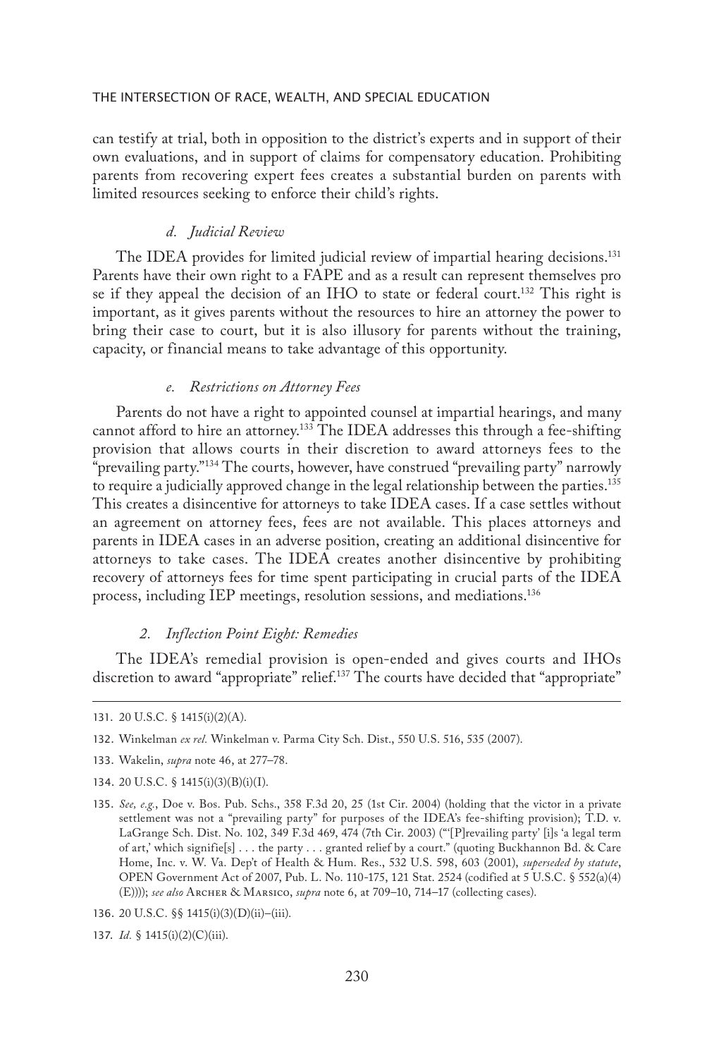can testify at trial, both in opposition to the district's experts and in support of their own evaluations, and in support of claims for compensatory education. Prohibiting parents from recovering expert fees creates a substantial burden on parents with limited resources seeking to enforce their child's rights.

#### *d. Judicial Review*

The IDEA provides for limited judicial review of impartial hearing decisions.[131] Parents have their own right to a FAPE and as a result can represent themselves pro se if they appeal the decision of an IHO to state or federal court.[132] This right is important, as it gives parents without the resources to hire an attorney the power to bring their case to court, but it is also illusory for parents without the training, capacity, or financial means to take advantage of this opportunity.

#### *e. Restrictions on Attorney Fees*

Parents do not have a right to appointed counsel at impartial hearings, and many cannot afford to hire an attorney.[133] The IDEA addresses this through a fee-shifting provision that allows courts in their discretion to award attorneys fees to the "prevailing party."[134] The courts, however, have construed "prevailing party" narrowly to require a judicially approved change in the legal relationship between the parties.[135] This creates a disincentive for attorneys to take IDEA cases. If a case settles without an agreement on attorney fees, fees are not available. This places attorneys and parents in IDEA cases in an adverse position, creating an additional disincentive for attorneys to take cases. The IDEA creates another disincentive by prohibiting recovery of attorneys fees for time spent participating in crucial parts of the IDEA process, including IEP meetings, resolution sessions, and mediations.[136]

### *2. Inflection Point Eight: Remedies*

The IDEA's remedial provision is open-ended and gives courts and IHOs discretion to award "appropriate" relief.[137] The courts have decided that "appropriate"

---

131. 20 U.S.C. § 1415(i)(2)(A).

132. Winkelman *ex rel.* Winkelman v. Parma City Sch. Dist., 550 U.S. 516, 535 (2007).

133. Wakelin, *supra* note 46, at 277–78.

134. 20 U.S.C. § 1415(i)(3)(B)(i)(I).

135. *See, e.g.*, Doe v. Bos. Pub. Schs., 358 F.3d 20, 25 (1st Cir. 2004) (holding that the victor in a private settlement was not a "prevailing party" for purposes of the IDEA's fee-shifting provision); T.D. v. LaGrange Sch. Dist. No. 102, 349 F.3d 469, 474 (7th Cir. 2003) ("'[P]revailing party' [i]s 'a legal term of art,' which signifie[s] . . . the party . . . granted relief by a court." (quoting Buckhannon Bd. & Care Home, Inc. v. W. Va. Dep't of Health & Hum. Res., 532 U.S. 598, 603 (2001), *superseded by statute*, OPEN Government Act of 2007, Pub. L. No. 110-175, 121 Stat. 2524 (codified at 5 U.S.C. § 552(a)(4)(E)))); *see also* Archer & Marsico, *supra* note 6, at 709–10, 714–17 (collecting cases).

136. 20 U.S.C. §§ 1415(i)(3)(D)(ii)–(iii).

137. *Id.* § 1415(i)(2)(C)(iii).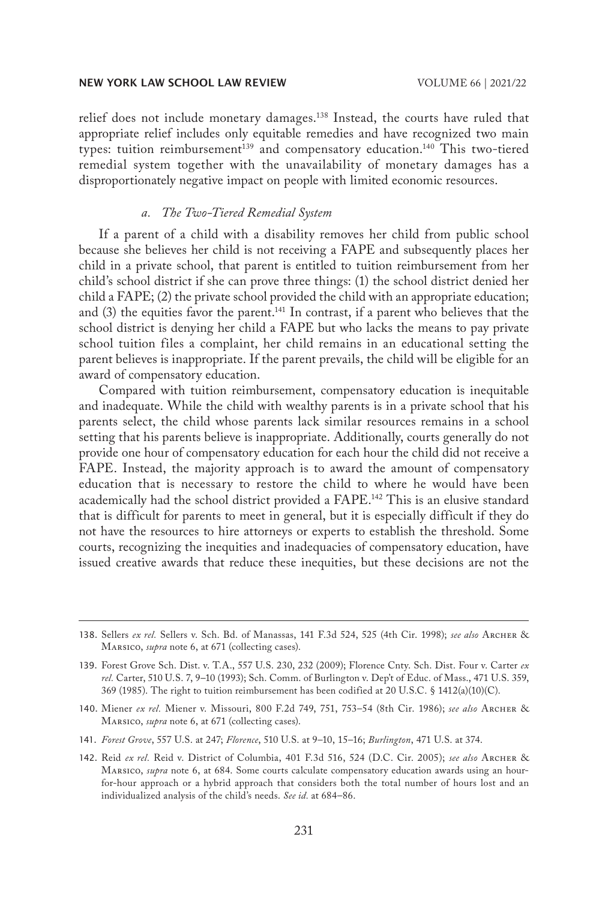relief does not include monetary damages.[138] Instead, the courts have ruled that appropriate relief includes only equitable remedies and have recognized two main types: tuition reimbursement[139] and compensatory education.[140] This two-tiered remedial system together with the unavailability of monetary damages has a disproportionately negative impact on people with limited economic resources.

#### *a. The Two-Tiered Remedial System*

If a parent of a child with a disability removes her child from public school because she believes her child is not receiving a FAPE and subsequently places her child in a private school, that parent is entitled to tuition reimbursement from her child's school district if she can prove three things: (1) the school district denied her child a FAPE; (2) the private school provided the child with an appropriate education; and (3) the equities favor the parent.[141] In contrast, if a parent who believes that the school district is denying her child a FAPE but who lacks the means to pay private school tuition files a complaint, her child remains in an educational setting the parent believes is inappropriate. If the parent prevails, the child will be eligible for an award of compensatory education.

Compared with tuition reimbursement, compensatory education is inequitable and inadequate. While the child with wealthy parents is in a private school that his parents select, the child whose parents lack similar resources remains in a school setting that his parents believe is inappropriate. Additionally, courts generally do not provide one hour of compensatory education for each hour the child did not receive a FAPE. Instead, the majority approach is to award the amount of compensatory education that is necessary to restore the child to where he would have been academically had the school district provided a FAPE.[142] This is an elusive standard that is difficult for parents to meet in general, but it is especially difficult if they do not have the resources to hire attorneys or experts to establish the threshold. Some courts, recognizing the inequities and inadequacies of compensatory education, have issued creative awards that reduce these inequities, but these decisions are not the

---

138. Sellers *ex rel.* Sellers v. Sch. Bd. of Manassas, 141 F.3d 524, 525 (4th Cir. 1998); *see also* Archer & Marsico, *supra* note 6, at 671 (collecting cases).

139. Forest Grove Sch. Dist. v. T.A., 557 U.S. 230, 232 (2009); Florence Cnty. Sch. Dist. Four v. Carter *ex rel.* Carter, 510 U.S. 7, 9–10 (1993); Sch. Comm. of Burlington v. Dep't of Educ. of Mass., 471 U.S. 359, 369 (1985). The right to tuition reimbursement has been codified at 20 U.S.C. § 1412(a)(10)(C).

140. Miener *ex rel.* Miener v. Missouri, 800 F.2d 749, 751, 753–54 (8th Cir. 1986); *see also* Archer & Marsico, *supra* note 6, at 671 (collecting cases).

141. *Forest Grove*, 557 U.S. at 247; *Florence*, 510 U.S. at 9–10, 15–16; *Burlington*, 471 U.S. at 374.

142. Reid *ex rel.* Reid v. District of Columbia, 401 F.3d 516, 524 (D.C. Cir. 2005); *see also* Archer & Marsico, *supra* note 6, at 684. Some courts calculate compensatory education awards using an hour-for-hour approach or a hybrid approach that considers both the total number of hours lost and an individualized analysis of the child's needs. *See id.* at 684–86.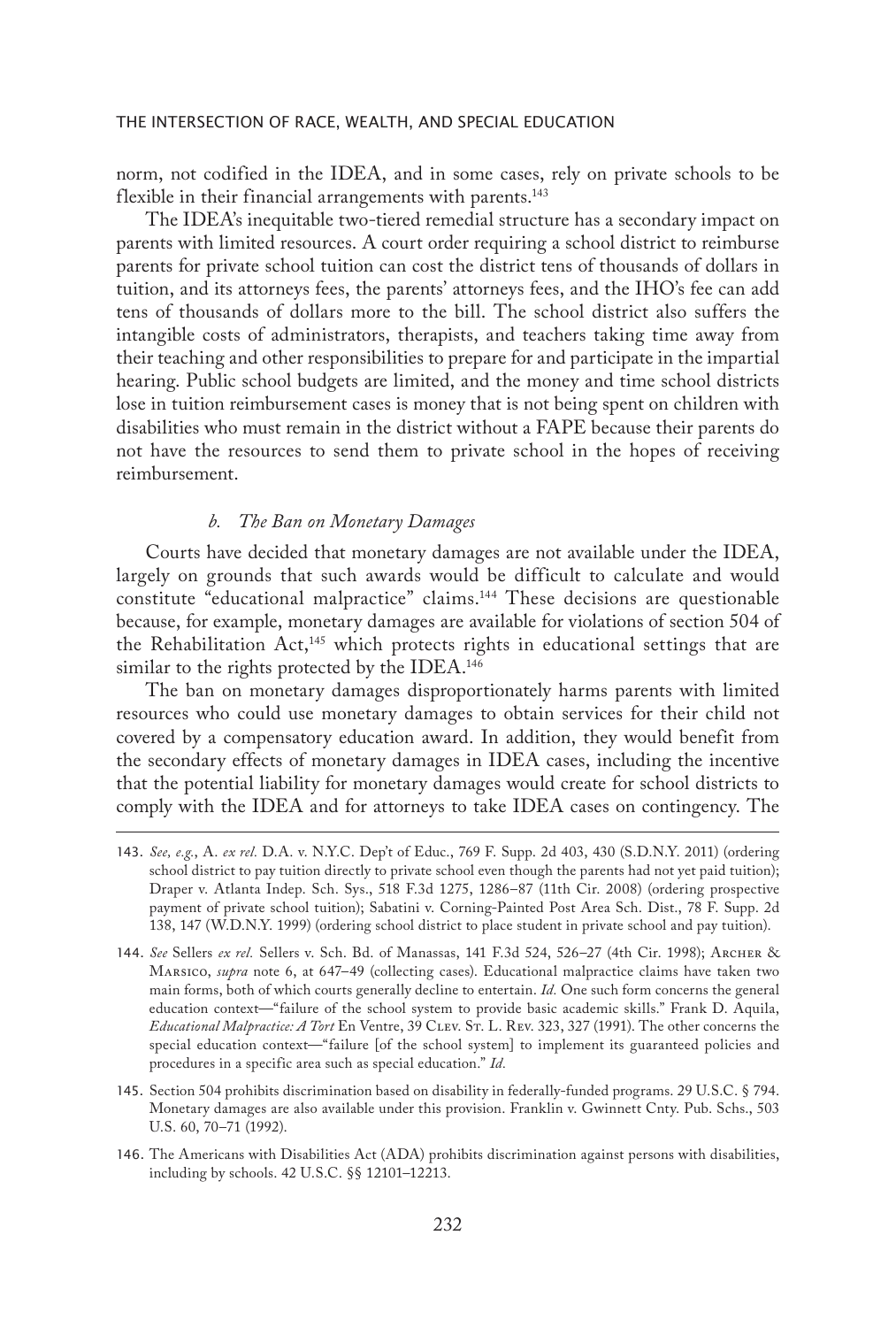norm, not codified in the IDEA, and in some cases, rely on private schools to be flexible in their financial arrangements with parents.[143]

The IDEA's inequitable two-tiered remedial structure has a secondary impact on parents with limited resources. A court order requiring a school district to reimburse parents for private school tuition can cost the district tens of thousands of dollars in tuition, and its attorneys fees, the parents' attorneys fees, and the IHO's fee can add tens of thousands of dollars more to the bill. The school district also suffers the intangible costs of administrators, therapists, and teachers taking time away from their teaching and other responsibilities to prepare for and participate in the impartial hearing. Public school budgets are limited, and the money and time school districts lose in tuition reimbursement cases is money that is not being spent on children with disabilities who must remain in the district without a FAPE because their parents do not have the resources to send them to private school in the hopes of receiving reimbursement.

#### *b. The Ban on Monetary Damages*

Courts have decided that monetary damages are not available under the IDEA, largely on grounds that such awards would be difficult to calculate and would constitute "educational malpractice" claims.[144] These decisions are questionable because, for example, monetary damages are available for violations of section 504 of the Rehabilitation Act,[145] which protects rights in educational settings that are similar to the rights protected by the IDEA.[146]

The ban on monetary damages disproportionately harms parents with limited resources who could use monetary damages to obtain services for their child not covered by a compensatory education award. In addition, they would benefit from the secondary effects of monetary damages in IDEA cases, including the incentive that the potential liability for monetary damages would create for school districts to comply with the IDEA and for attorneys to take IDEA cases on contingency. The

---

143. *See, e.g.*, A. *ex rel.* D.A. v. N.Y.C. Dep't of Educ., 769 F. Supp. 2d 403, 430 (S.D.N.Y. 2011) (ordering school district to pay tuition directly to private school even though the parents had not yet paid tuition); Draper v. Atlanta Indep. Sch. Sys., 518 F.3d 1275, 1286–87 (11th Cir. 2008) (ordering prospective payment of private school tuition); Sabatini v. Corning-Painted Post Area Sch. Dist., 78 F. Supp. 2d 138, 147 (W.D.N.Y. 1999) (ordering school district to place student in private school and pay tuition).

144. *See* Sellers *ex rel.* Sellers v. Sch. Bd. of Manassas, 141 F.3d 524, 526–27 (4th Cir. 1998); Archer & Marsico, *supra* note 6, at 647–49 (collecting cases). Educational malpractice claims have taken two main forms, both of which courts generally decline to entertain. *Id.* One such form concerns the general education context—"failure of the school system to provide basic academic skills." Frank D. Aquila, *Educational Malpractice: A Tort* En Ventre, 39 Clev. St. L. Rev. 323, 327 (1991). The other concerns the special education context—"failure [of the school system] to implement its guaranteed policies and procedures in a specific area such as special education." *Id.*

145. Section 504 prohibits discrimination based on disability in federally-funded programs. 29 U.S.C. § 794. Monetary damages are also available under this provision. Franklin v. Gwinnett Cnty. Pub. Schs., 503 U.S. 60, 70–71 (1992).

146. The Americans with Disabilities Act (ADA) prohibits discrimination against persons with disabilities, including by schools. 42 U.S.C. §§ 12101–12213.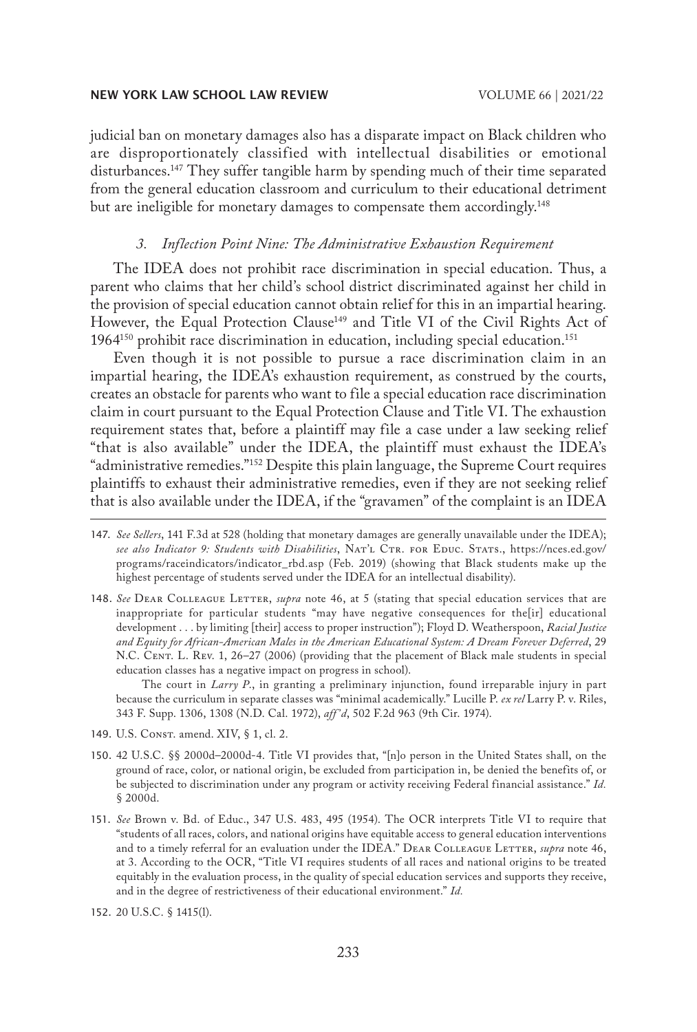judicial ban on monetary damages also has a disparate impact on Black children who are disproportionately classified with intellectual disabilities or emotional disturbances.[147] They suffer tangible harm by spending much of their time separated from the general education classroom and curriculum to their educational detriment but are ineligible for monetary damages to compensate them accordingly.[148]

### *3. Inflection Point Nine: The Administrative Exhaustion Requirement*

The IDEA does not prohibit race discrimination in special education. Thus, a parent who claims that her child's school district discriminated against her child in the provision of special education cannot obtain relief for this in an impartial hearing. However, the Equal Protection Clause[149] and Title VI of the Civil Rights Act of 1964[150] prohibit race discrimination in education, including special education.[151]

Even though it is not possible to pursue a race discrimination claim in an impartial hearing, the IDEA's exhaustion requirement, as construed by the courts, creates an obstacle for parents who want to file a special education race discrimination claim in court pursuant to the Equal Protection Clause and Title VI. The exhaustion requirement states that, before a plaintiff may file a case under a law seeking relief "that is also available" under the IDEA, the plaintiff must exhaust the IDEA's "administrative remedies."[152] Despite this plain language, the Supreme Court requires plaintiffs to exhaust their administrative remedies, even if they are not seeking relief that is also available under the IDEA, if the "gravamen" of the complaint is an IDEA

---

147. *See Sellers*, 141 F.3d at 528 (holding that monetary damages are generally unavailable under the IDEA); *see also Indicator 9: Students with Disabilities*, Nat'l Ctr. for Educ. Stats., https://nces.ed.gov/programs/raceindicators/indicator_rbd.asp (Feb. 2019) (showing that Black students make up the highest percentage of students served under the IDEA for an intellectual disability).

148. *See* Dear Colleague Letter, *supra* note 46, at 5 (stating that special education services that are inappropriate for particular students "may have negative consequences for the[ir] educational development . . . by limiting [their] access to proper instruction"); Floyd D. Weatherspoon, *Racial Justice and Equity for African-American Males in the American Educational System: A Dream Forever Deferred*, 29 N.C. Cent. L. Rev. 1, 26–27 (2006) (providing that the placement of Black male students in special education classes has a negative impact on progress in school).

The court in *Larry P.*, in granting a preliminary injunction, found irreparable injury in part because the curriculum in separate classes was "minimal academically." Lucille P. *ex rel* Larry P. v. Riles, 343 F. Supp. 1306, 1308 (N.D. Cal. 1972), *aff'd*, 502 F.2d 963 (9th Cir. 1974).

149. U.S. Const. amend. XIV, § 1, cl. 2.

150. 42 U.S.C. §§ 2000d–2000d-4. Title VI provides that, "[n]o person in the United States shall, on the ground of race, color, or national origin, be excluded from participation in, be denied the benefits of, or be subjected to discrimination under any program or activity receiving Federal financial assistance." *Id.* § 2000d.

151. *See* Brown v. Bd. of Educ., 347 U.S. 483, 495 (1954). The OCR interprets Title VI to require that "students of all races, colors, and national origins have equitable access to general education interventions and to a timely referral for an evaluation under the IDEA." Dear Colleague Letter, *supra* note 46, at 3. According to the OCR, "Title VI requires students of all races and national origins to be treated equitably in the evaluation process, in the quality of special education services and supports they receive, and in the degree of restrictiveness of their educational environment." *Id.*

152. 20 U.S.C. § 1415(l).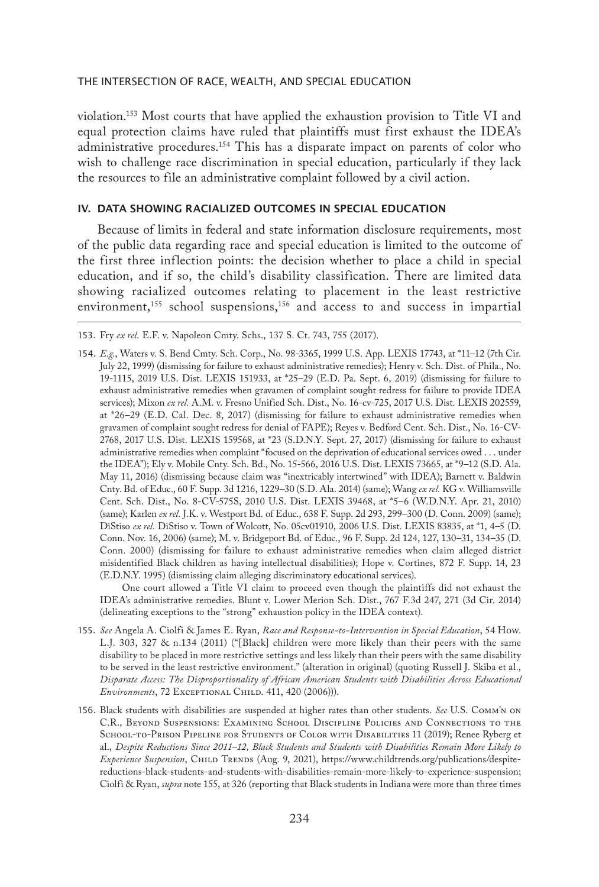violation.[153] Most courts that have applied the exhaustion provision to Title VI and equal protection claims have ruled that plaintiffs must first exhaust the IDEA's administrative procedures.[154] This has a disparate impact on parents of color who wish to challenge race discrimination in special education, particularly if they lack the resources to file an administrative complaint followed by a civil action.

## IV. DATA SHOWING RACIALIZED OUTCOMES IN SPECIAL EDUCATION

Because of limits in federal and state information disclosure requirements, most of the public data regarding race and special education is limited to the outcome of the first three inflection points: the decision whether to place a child in special education, and if so, the child's disability classification. There are limited data showing racialized outcomes relating to placement in the least restrictive environment,[155] school suspensions,[156] and access to and success in impartial

---

153. Fry *ex rel.* E.F. v. Napoleon Cmty. Schs., 137 S. Ct. 743, 755 (2017).

154. *E.g.*, Waters v. S. Bend Cmty. Sch. Corp., No. 98-3365, 1999 U.S. App. LEXIS 17743, at *11–12 (7th Cir. July 22, 1999) (dismissing for failure to exhaust administrative remedies); Henry v. Sch. Dist. of Phila., No. 19-1115, 2019 U.S. Dist. LEXIS 151933, at *25–29 (E.D. Pa. Sept. 6, 2019) (dismissing for failure to exhaust administrative remedies when gravamen of complaint sought redress for failure to provide IDEA services); Mixon *ex rel.* A.M. v. Fresno Unified Sch. Dist., No. 16-cv-725, 2017 U.S. Dist. LEXIS 202559, at *26–29 (E.D. Cal. Dec. 8, 2017) (dismissing for failure to exhaust administrative remedies when gravamen of complaint sought redress for denial of FAPE); Reyes v. Bedford Cent. Sch. Dist., No. 16-CV-2768, 2017 U.S. Dist. LEXIS 159568, at *23 (S.D.N.Y. Sept. 27, 2017) (dismissing for failure to exhaust administrative remedies when complaint "focused on the deprivation of educational services owed . . . under the IDEA"); Ely v. Mobile Cnty. Sch. Bd., No. 15-566, 2016 U.S. Dist. LEXIS 73665, at *9–12 (S.D. Ala. May 11, 2016) (dismissing because claim was "inextricably intertwined" with IDEA); Barnett v. Baldwin Cnty. Bd. of Educ., 60 F. Supp. 3d 1216, 1229–30 (S.D. Ala. 2014) (same); Wang *ex rel.* KG v. Williamsville Cent. Sch. Dist., No. 8-CV-575S, 2010 U.S. Dist. LEXIS 39468, at *5–6 (W.D.N.Y. Apr. 21, 2010) (same); Karlen *ex rel.* J.K. v. Westport Bd. of Educ., 638 F. Supp. 2d 293, 299–300 (D. Conn. 2009) (same); DiStiso *ex rel.* DiStiso v. Town of Wolcott, No. 05cv01910, 2006 U.S. Dist. LEXIS 83835, at *1, 4–5 (D. Conn. Nov. 16, 2006) (same); M. v. Bridgeport Bd. of Educ., 96 F. Supp. 2d 124, 127, 130–31, 134–35 (D. Conn. 2000) (dismissing for failure to exhaust administrative remedies when claim alleged district misidentified Black children as having intellectual disabilities); Hope v. Cortines, 872 F. Supp. 14, 23 (E.D.N.Y. 1995) (dismissing claim alleging discriminatory educational services).

    One court allowed a Title VI claim to proceed even though the plaintiffs did not exhaust the IDEA's administrative remedies. Blunt v. Lower Merion Sch. Dist., 767 F.3d 247, 271 (3d Cir. 2014) (delineating exceptions to the "strong" exhaustion policy in the IDEA context).

155. *See* Angela A. Ciolfi & James E. Ryan, *Race and Response-to-Intervention in Special Education*, 54 How. L.J. 303, 327 & n.134 (2011) ("[Black] children were more likely than their peers with the same disability to be placed in more restrictive settings and less likely than their peers with the same disability to be served in the least restrictive environment." (alteration in original) (quoting Russell J. Skiba et al., *Disparate Access: The Disproportionality of African American Students with Disabilities Across Educational Environments*, 72 Exceptional Child. 411, 420 (2006))).

156. Black students with disabilities are suspended at higher rates than other students. *See* U.S. Comm'n on C.R., Beyond Suspensions: Examining School Discipline Policies and Connections to the School-to-Prison Pipeline for Students of Color with Disabilities 11 (2019); Renee Ryberg et al., *Despite Reductions Since 2011–12, Black Students and Students with Disabilities Remain More Likely to Experience Suspension*, Child Trends (Aug. 9, 2021), https://www.childtrends.org/publications/despite-reductions-black-students-and-students-with-disabilities-remain-more-likely-to-experience-suspension; Ciolfi & Ryan, *supra* note 155, at 326 (reporting that Black students in Indiana were more than three times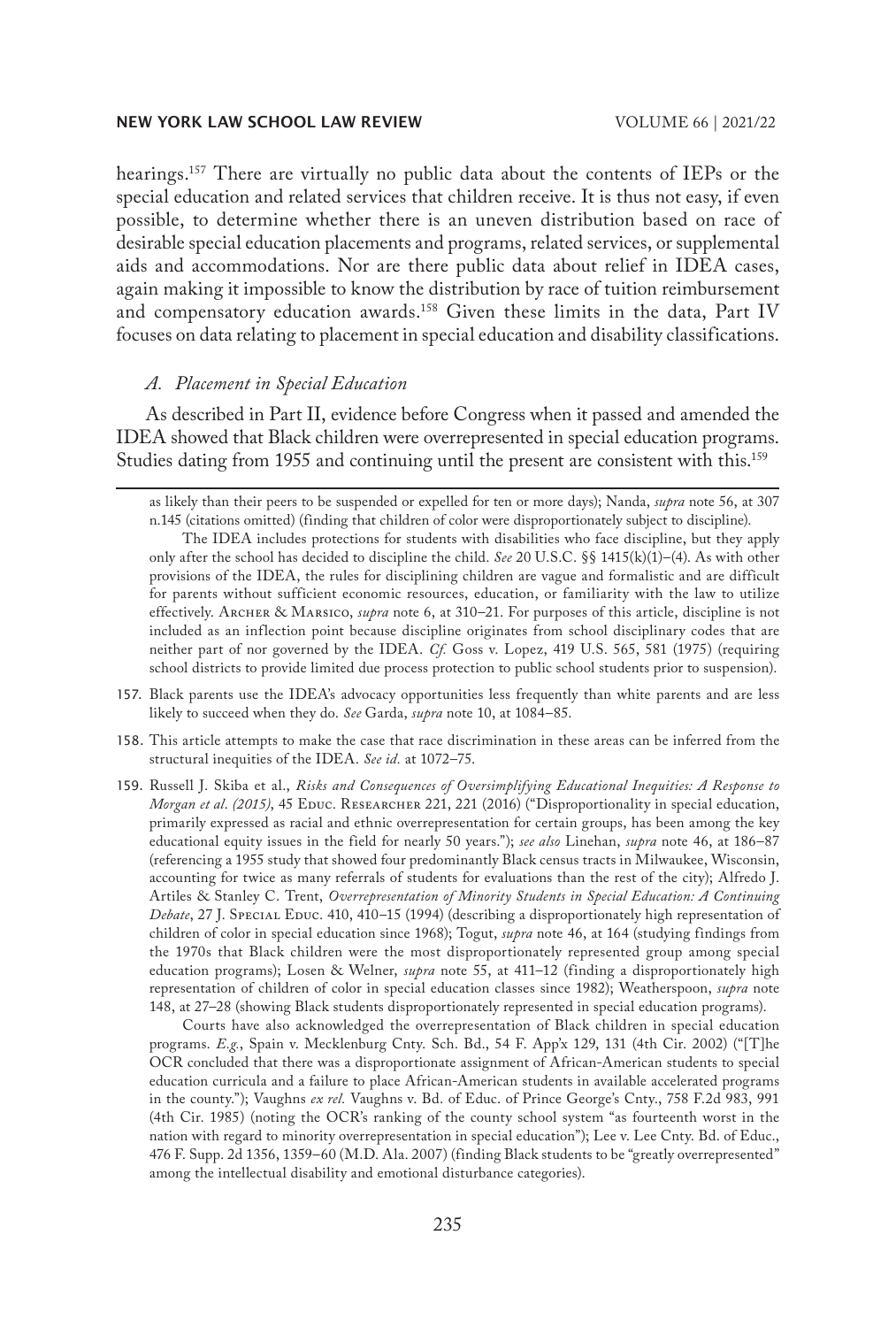hearings.[157] There are virtually no public data about the contents of IEPs or the special education and related services that children receive. It is thus not easy, if even possible, to determine whether there is an uneven distribution based on race of desirable special education placements and programs, related services, or supplemental aids and accommodations. Nor are there public data about relief in IDEA cases, again making it impossible to know the distribution by race of tuition reimbursement and compensatory education awards.[158] Given these limits in the data, Part IV focuses on data relating to placement in special education and disability classifications.

### *A. Placement in Special Education*

As described in Part II, evidence before Congress when it passed and amended the IDEA showed that Black children were overrepresented in special education programs. Studies dating from 1955 and continuing until the present are consistent with this.[159]

---

as likely than their peers to be suspended or expelled for ten or more days); Nanda, *supra* note 56, at 307 n.145 (citations omitted) (finding that children of color were disproportionately subject to discipline).

The IDEA includes protections for students with disabilities who face discipline, but they apply only after the school has decided to discipline the child. *See* 20 U.S.C. §§ 1415(k)(1)–(4). As with other provisions of the IDEA, the rules for disciplining children are vague and formalistic and are difficult for parents without sufficient economic resources, education, or familiarity with the law to utilize effectively. Archer & Marsico, *supra* note 6, at 310–21. For purposes of this article, discipline is not included as an inflection point because discipline originates from school disciplinary codes that are neither part of nor governed by the IDEA. *Cf.* Goss v. Lopez, 419 U.S. 565, 581 (1975) (requiring school districts to provide limited due process protection to public school students prior to suspension).

157. Black parents use the IDEA's advocacy opportunities less frequently than white parents and are less likely to succeed when they do. *See* Garda, *supra* note 10, at 1084–85.

158. This article attempts to make the case that race discrimination in these areas can be inferred from the structural inequities of the IDEA. *See id.* at 1072–75.

159. Russell J. Skiba et al., *Risks and Consequences of Oversimplifying Educational Inequities: A Response to Morgan et al. (2015)*, 45 Educ. Researcher 221, 221 (2016) ("Disproportionality in special education, primarily expressed as racial and ethnic overrepresentation for certain groups, has been among the key educational equity issues in the field for nearly 50 years."); *see also* Linehan, *supra* note 46, at 186–87 (referencing a 1955 study that showed four predominantly Black census tracts in Milwaukee, Wisconsin, accounting for twice as many referrals of students for evaluations than the rest of the city); Alfredo J. Artiles & Stanley C. Trent, *Overrepresentation of Minority Students in Special Education: A Continuing Debate*, 27 J. Special Educ. 410, 410–15 (1994) (describing a disproportionately high representation of children of color in special education since 1968); Togut, *supra* note 46, at 164 (studying findings from the 1970s that Black children were the most disproportionately represented group among special education programs); Losen & Welner, *supra* note 55, at 411–12 (finding a disproportionately high representation of children of color in special education classes since 1982); Weatherspoon, *supra* note 148, at 27–28 (showing Black students disproportionately represented in special education programs).

Courts have also acknowledged the overrepresentation of Black children in special education programs. *E.g.*, Spain v. Mecklenburg Cnty. Sch. Bd., 54 F. App'x 129, 131 (4th Cir. 2002) ("[T]he OCR concluded that there was a disproportionate assignment of African-American students to special education curricula and a failure to place African-American students in available accelerated programs in the county."); Vaughns *ex rel.* Vaughns v. Bd. of Educ. of Prince George's Cnty., 758 F.2d 983, 991 (4th Cir. 1985) (noting the OCR's ranking of the county school system "as fourteenth worst in the nation with regard to minority overrepresentation in special education"); Lee v. Lee Cnty. Bd. of Educ., 476 F. Supp. 2d 1356, 1359–60 (M.D. Ala. 2007) (finding Black students to be "greatly overrepresented" among the intellectual disability and emotional disturbance categories).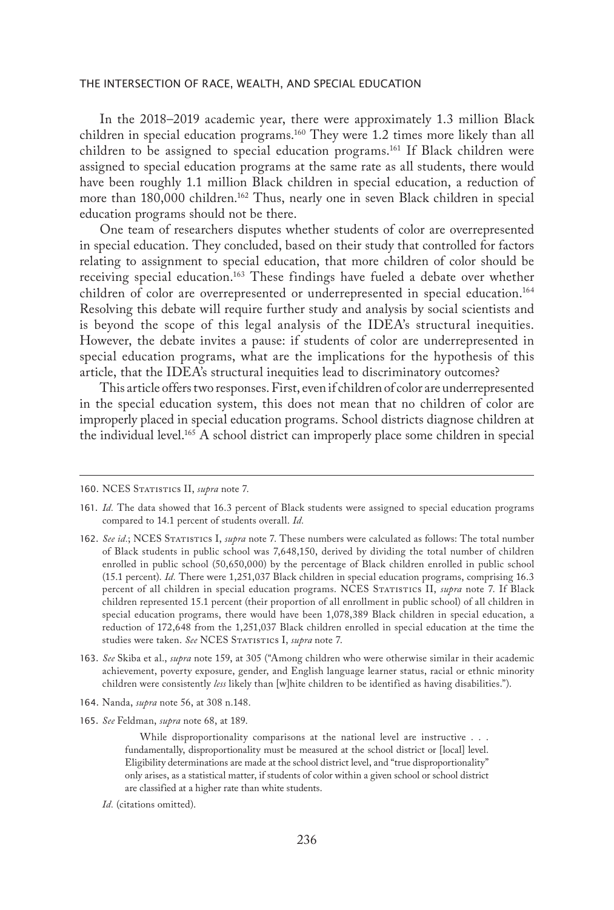In the 2018–2019 academic year, there were approximately 1.3 million Black children in special education programs.[160] They were 1.2 times more likely than all children to be assigned to special education programs.[161] If Black children were assigned to special education programs at the same rate as all students, there would have been roughly 1.1 million Black children in special education, a reduction of more than 180,000 children.[162] Thus, nearly one in seven Black children in special education programs should not be there.

One team of researchers disputes whether students of color are overrepresented in special education. They concluded, based on their study that controlled for factors relating to assignment to special education, that more children of color should be receiving special education.[163] These findings have fueled a debate over whether children of color are overrepresented or underrepresented in special education.[164] Resolving this debate will require further study and analysis by social scientists and is beyond the scope of this legal analysis of the IDEA's structural inequities. However, the debate invites a pause: if students of color are underrepresented in special education programs, what are the implications for the hypothesis of this article, that the IDEA's structural inequities lead to discriminatory outcomes?

This article offers two responses. First, even if children of color are underrepresented in the special education system, this does not mean that no children of color are improperly placed in special education programs. School districts diagnose children at the individual level.[165] A school district can improperly place some children in special

---

160. NCES Statistics II, *supra* note 7.

161. *Id.* The data showed that 16.3 percent of Black students were assigned to special education programs compared to 14.1 percent of students overall. *Id.*

162. *See id.*; NCES Statistics I, *supra* note 7. These numbers were calculated as follows: The total number of Black students in public school was 7,648,150, derived by dividing the total number of children enrolled in public school (50,650,000) by the percentage of Black children enrolled in public school (15.1 percent). *Id.* There were 1,251,037 Black children in special education programs, comprising 16.3 percent of all children in special education programs. NCES Statistics II, *supra* note 7. If Black children represented 15.1 percent (their proportion of all enrollment in public school) of all children in special education programs, there would have been 1,078,389 Black children in special education, a reduction of 172,648 from the 1,251,037 Black children enrolled in special education at the time the studies were taken. *See* NCES Statistics I, *supra* note 7.

163. *See* Skiba et al., *supra* note 159, at 305 ("Among children who were otherwise similar in their academic achievement, poverty exposure, gender, and English language learner status, racial or ethnic minority children were consistently *less* likely than [w]hite children to be identified as having disabilities.").

164. Nanda, *supra* note 56, at 308 n.148.

165. *See* Feldman, *supra* note 68, at 189.

> While disproportionality comparisons at the national level are instructive . . . fundamentally, disproportionality must be measured at the school district or [local] level. Eligibility determinations are made at the school district level, and "true disproportionality" only arises, as a statistical matter, if students of color within a given school or school district are classified at a higher rate than white students.

*Id.* (citations omitted).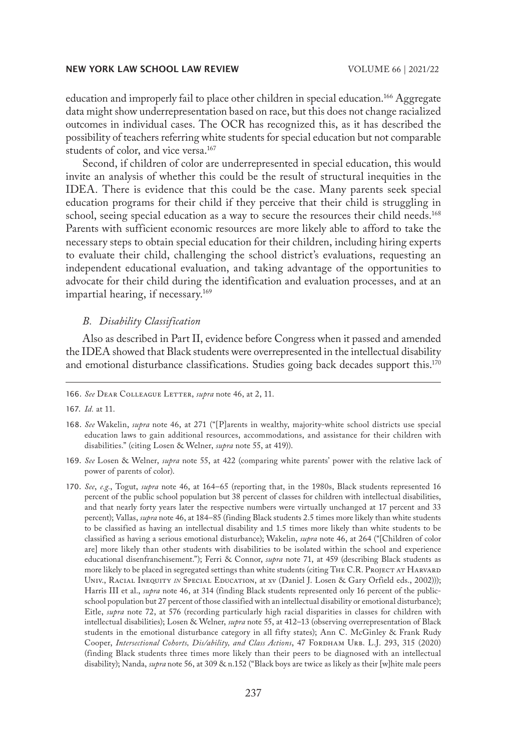education and improperly fail to place other children in special education.[166] Aggregate data might show underrepresentation based on race, but this does not change racialized outcomes in individual cases. The OCR has recognized this, as it has described the possibility of teachers referring white students for special education but not comparable students of color, and vice versa.[167]

Second, if children of color are underrepresented in special education, this would invite an analysis of whether this could be the result of structural inequities in the IDEA. There is evidence that this could be the case. Many parents seek special education programs for their child if they perceive that their child is struggling in school, seeing special education as a way to secure the resources their child needs.[168] Parents with sufficient economic resources are more likely able to afford to take the necessary steps to obtain special education for their children, including hiring experts to evaluate their child, challenging the school district's evaluations, requesting an independent educational evaluation, and taking advantage of the opportunities to advocate for their child during the identification and evaluation processes, and at an impartial hearing, if necessary.[169]

### *B. Disability Classification*

Also as described in Part II, evidence before Congress when it passed and amended the IDEA showed that Black students were overrepresented in the intellectual disability and emotional disturbance classifications. Studies going back decades support this.[170]

---

166. *See* Dear Colleague Letter, *supra* note 46, at 2, 11.

167. *Id.* at 11.

168. *See* Wakelin, *supra* note 46, at 271 ("[P]arents in wealthy, majority-white school districts use special education laws to gain additional resources, accommodations, and assistance for their children with disabilities." (citing Losen & Welner, *supra* note 55, at 419)).

169. *See* Losen & Welner, *supra* note 55, at 422 (comparing white parents' power with the relative lack of power of parents of color).

170. *See*, *e.g.*, Togut, *supra* note 46, at 164–65 (reporting that, in the 1980s, Black students represented 16 percent of the public school population but 38 percent of classes for children with intellectual disabilities, and that nearly forty years later the respective numbers were virtually unchanged at 17 percent and 33 percent); Vallas, *supra* note 46, at 184–85 (finding Black students 2.5 times more likely than white students to be classified as having an intellectual disability and 1.5 times more likely than white students to be classified as having a serious emotional disturbance); Wakelin, *supra* note 46, at 264 ("[Children of color are] more likely than other students with disabilities to be isolated within the school and experience educational disenfranchisement."); Ferri & Connor, *supra* note 71, at 459 (describing Black students as more likely to be placed in segregated settings than white students (citing The C.R. Project at Harvard Univ., Racial Inequity *in* Special Education, at xv (Daniel J. Losen & Gary Orfield eds., 2002))); Harris III et al., *supra* note 46, at 314 (finding Black students represented only 16 percent of the public-school population but 27 percent of those classified with an intellectual disability or emotional disturbance); Eitle, *supra* note 72, at 576 (recording particularly high racial disparities in classes for children with intellectual disabilities); Losen & Welner, *supra* note 55, at 412–13 (observing overrepresentation of Black students in the emotional disturbance category in all fifty states); Ann C. McGinley & Frank Rudy Cooper, *Intersectional Cohorts, Dis/ability, and Class Actions*, 47 Fordham Urb. L.J. 293, 315 (2020) (finding Black students three times more likely than their peers to be diagnosed with an intellectual disability); Nanda, *supra* note 56, at 309 & n.152 ("Black boys are twice as likely as their [w]hite male peers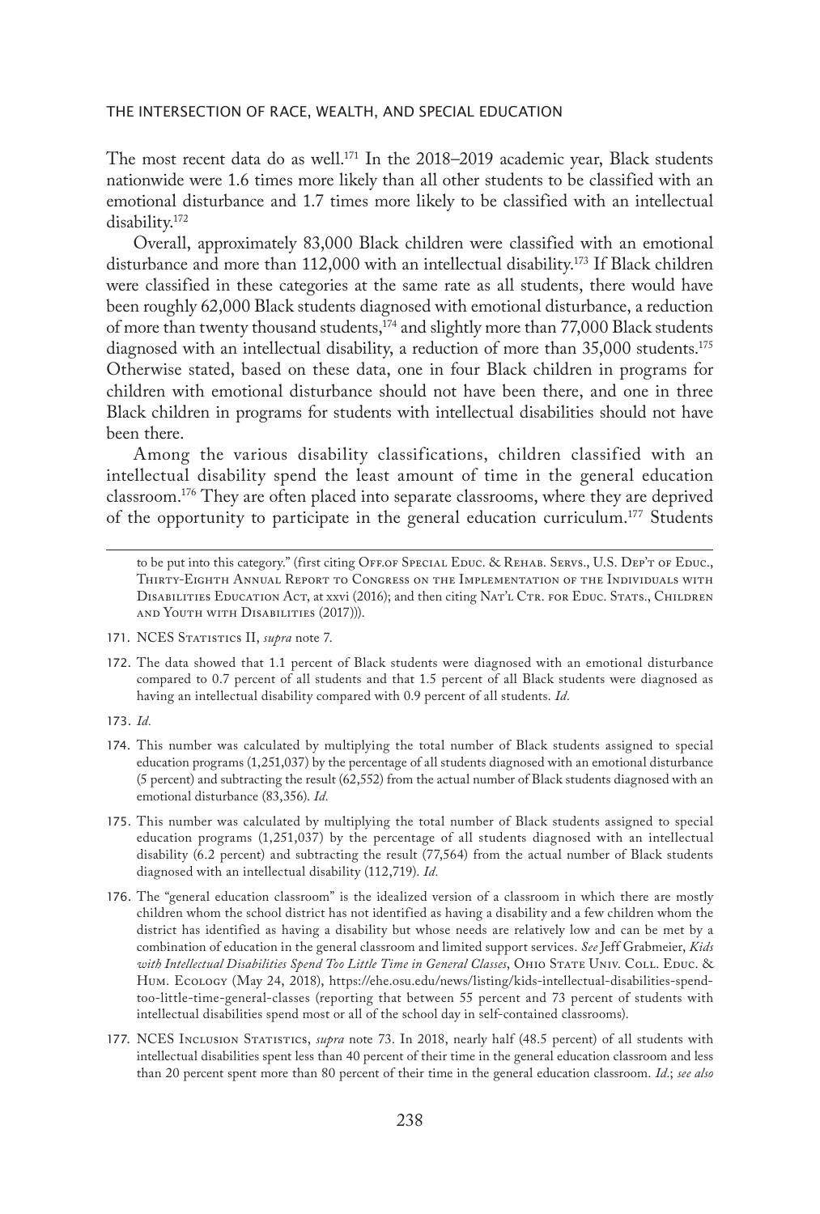The most recent data do as well.[171] In the 2018–2019 academic year, Black students nationwide were 1.6 times more likely than all other students to be classified with an emotional disturbance and 1.7 times more likely to be classified with an intellectual disability.[172]

Overall, approximately 83,000 Black children were classified with an emotional disturbance and more than 112,000 with an intellectual disability.[173] If Black children were classified in these categories at the same rate as all students, there would have been roughly 62,000 Black students diagnosed with emotional disturbance, a reduction of more than twenty thousand students,[174] and slightly more than 77,000 Black students diagnosed with an intellectual disability, a reduction of more than 35,000 students.[175] Otherwise stated, based on these data, one in four Black children in programs for children with emotional disturbance should not have been there, and one in three Black children in programs for students with intellectual disabilities should not have been there.

Among the various disability classifications, children classified with an intellectual disability spend the least amount of time in the general education classroom.[176] They are often placed into separate classrooms, where they are deprived of the opportunity to participate in the general education curriculum.[177] Students

---

to be put into this category." (first citing Off.of Special Educ. & Rehab. Servs., U.S. Dep't of Educ., Thirty-Eighth Annual Report to Congress on the Implementation of the Individuals with Disabilities Education Act, at xxvi (2016); and then citing Nat'l Ctr. for Educ. Stats., Children and Youth with Disabilities (2017))).

171. NCES Statistics II, *supra* note 7.

172. The data showed that 1.1 percent of Black students were diagnosed with an emotional disturbance compared to 0.7 percent of all students and that 1.5 percent of all Black students were diagnosed as having an intellectual disability compared with 0.9 percent of all students. *Id.*

173. *Id.*

174. This number was calculated by multiplying the total number of Black students assigned to special education programs (1,251,037) by the percentage of all students diagnosed with an emotional disturbance (5 percent) and subtracting the result (62,552) from the actual number of Black students diagnosed with an emotional disturbance (83,356). *Id.*

175. This number was calculated by multiplying the total number of Black students assigned to special education programs (1,251,037) by the percentage of all students diagnosed with an intellectual disability (6.2 percent) and subtracting the result (77,564) from the actual number of Black students diagnosed with an intellectual disability (112,719). *Id.*

176. The "general education classroom" is the idealized version of a classroom in which there are mostly children whom the school district has not identified as having a disability and a few children whom the district has identified as having a disability but whose needs are relatively low and can be met by a combination of education in the general classroom and limited support services. *See* Jeff Grabmeier, *Kids with Intellectual Disabilities Spend Too Little Time in General Classes*, Ohio State Univ. Coll. Educ. & Hum. Ecology (May 24, 2018), https://ehe.osu.edu/news/listing/kids-intellectual-disabilities-spend-too-little-time-general-classes (reporting that between 55 percent and 73 percent of students with intellectual disabilities spend most or all of the school day in self-contained classrooms).

177. NCES Inclusion Statistics, *supra* note 73. In 2018, nearly half (48.5 percent) of all students with intellectual disabilities spent less than 40 percent of their time in the general education classroom and less than 20 percent spent more than 80 percent of their time in the general education classroom. *Id.*; *see also*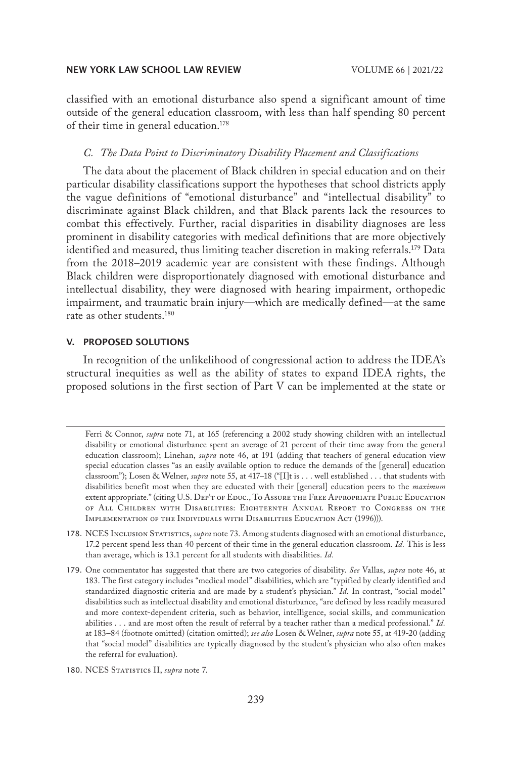classified with an emotional disturbance also spend a significant amount of time outside of the general education classroom, with less than half spending 80 percent of their time in general education.[178]

### *C. The Data Point to Discriminatory Disability Placement and Classifications*

The data about the placement of Black children in special education and on their particular disability classifications support the hypotheses that school districts apply the vague definitions of "emotional disturbance" and "intellectual disability" to discriminate against Black children, and that Black parents lack the resources to combat this effectively. Further, racial disparities in disability diagnoses are less prominent in disability categories with medical definitions that are more objectively identified and measured, thus limiting teacher discretion in making referrals.[179] Data from the 2018–2019 academic year are consistent with these findings. Although Black children were disproportionately diagnosed with emotional disturbance and intellectual disability, they were diagnosed with hearing impairment, orthopedic impairment, and traumatic brain injury—which are medically defined—at the same rate as other students.[180]

## V. PROPOSED SOLUTIONS

In recognition of the unlikelihood of congressional action to address the IDEA's structural inequities as well as the ability of states to expand IDEA rights, the proposed solutions in the first section of Part V can be implemented at the state or

---

Ferri & Connor, *supra* note 71, at 165 (referencing a 2002 study showing children with an intellectual disability or emotional disturbance spent an average of 21 percent of their time away from the general education classroom); Linehan, *supra* note 46, at 191 (adding that teachers of general education view special education classes "as an easily available option to reduce the demands of the [general] education classroom"); Losen & Welner, *supra* note 55, at 417–18 ("[I]t is . . . well established . . . that students with disabilities benefit most when they are educated with their [general] education peers to the *maximum* extent appropriate." (citing U.S. Dep't of Educ., To Assure the Free Appropriate Public Education of All Children with Disabilities: Eighteenth Annual Report to Congress on the Implementation of the Individuals with Disabilities Education Act (1996))).

178. NCES Inclusion Statistics, *supra* note 73. Among students diagnosed with an emotional disturbance, 17.2 percent spend less than 40 percent of their time in the general education classroom. *Id.* This is less than average, which is 13.1 percent for all students with disabilities. *Id.*

179. One commentator has suggested that there are two categories of disability. *See* Vallas, *supra* note 46, at 183. The first category includes "medical model" disabilities, which are "typified by clearly identified and standardized diagnostic criteria and are made by a student's physician." *Id.* In contrast, "social model" disabilities such as intellectual disability and emotional disturbance, "are defined by less readily measured and more context-dependent criteria, such as behavior, intelligence, social skills, and communication abilities . . . and are most often the result of referral by a teacher rather than a medical professional." *Id.* at 183–84 (footnote omitted) (citation omitted); *see also* Losen & Welner, *supra* note 55, at 419-20 (adding that "social model" disabilities are typically diagnosed by the student's physician who also often makes the referral for evaluation).

180. NCES Statistics II, *supra* note 7.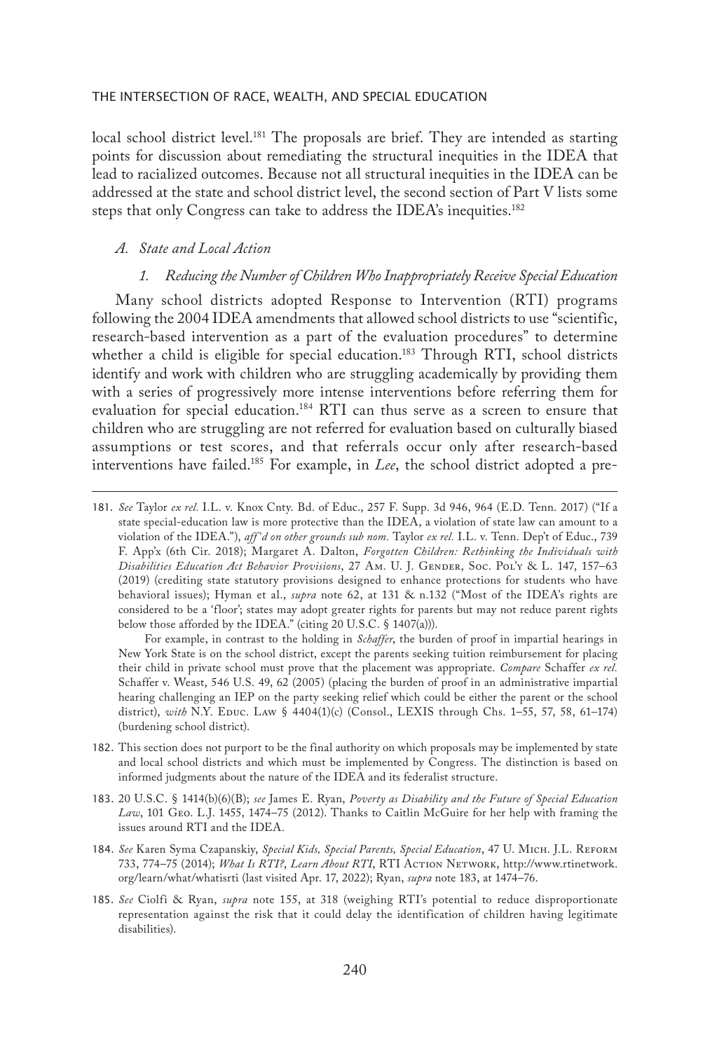local school district level.[181] The proposals are brief. They are intended as starting points for discussion about remediating the structural inequities in the IDEA that lead to racialized outcomes. Because not all structural inequities in the IDEA can be addressed at the state and school district level, the second section of Part V lists some steps that only Congress can take to address the IDEA's inequities.[182]

### *A. State and Local Action*

#### *1. Reducing the Number of Children Who Inappropriately Receive Special Education*

Many school districts adopted Response to Intervention (RTI) programs following the 2004 IDEA amendments that allowed school districts to use "scientific, research-based intervention as a part of the evaluation procedures" to determine whether a child is eligible for special education.[183] Through RTI, school districts identify and work with children who are struggling academically by providing them with a series of progressively more intense interventions before referring them for evaluation for special education.[184] RTI can thus serve as a screen to ensure that children who are struggling are not referred for evaluation based on culturally biased assumptions or test scores, and that referrals occur only after research-based interventions have failed.[185] For example, in *Lee*, the school district adopted a pre-

---

181. *See* Taylor *ex rel.* I.L. v. Knox Cnty. Bd. of Educ., 257 F. Supp. 3d 946, 964 (E.D. Tenn. 2017) ("If a state special-education law is more protective than the IDEA, a violation of state law can amount to a violation of the IDEA."), *aff'd on other grounds sub nom.* Taylor *ex rel.* I.L. v. Tenn. Dep't of Educ., 739 F. App'x (6th Cir. 2018); Margaret A. Dalton, *Forgotten Children: Rethinking the Individuals with Disabilities Education Act Behavior Provisions*, 27 Am. U. J. Gender, Soc. Pol'y & L. 147, 157–63 (2019) (crediting state statutory provisions designed to enhance protections for students who have behavioral issues); Hyman et al., *supra* note 62, at 131 & n.132 ("Most of the IDEA's rights are considered to be a 'floor'; states may adopt greater rights for parents but may not reduce parent rights below those afforded by the IDEA." (citing 20 U.S.C. § 1407(a))).

    For example, in contrast to the holding in *Schaffer*, the burden of proof in impartial hearings in New York State is on the school district, except the parents seeking tuition reimbursement for placing their child in private school must prove that the placement was appropriate. *Compare* Schaffer *ex rel.* Schaffer v. Weast, 546 U.S. 49, 62 (2005) (placing the burden of proof in an administrative impartial hearing challenging an IEP on the party seeking relief which could be either the parent or the school district), *with* N.Y. Educ. Law § 4404(1)(c) (Consol., LEXIS through Chs. 1–55, 57, 58, 61–174) (burdening school district).

182. This section does not purport to be the final authority on which proposals may be implemented by state and local school districts and which must be implemented by Congress. The distinction is based on informed judgments about the nature of the IDEA and its federalist structure.

183. 20 U.S.C. § 1414(b)(6)(B); *see* James E. Ryan, *Poverty as Disability and the Future of Special Education Law*, 101 Geo. L.J. 1455, 1474–75 (2012). Thanks to Caitlin McGuire for her help with framing the issues around RTI and the IDEA.

184. *See* Karen Syma Czapanskiy, *Special Kids, Special Parents, Special Education*, 47 U. Mich. J.L. Reform 733, 774–75 (2014); *What Is RTI?*, *Learn About RTI*, RTI Action Network, http://www.rtinetwork.org/learn/what/whatisrti (last visited Apr. 17, 2022); Ryan, *supra* note 183, at 1474–76.

185. *See* Ciolfi & Ryan, *supra* note 155, at 318 (weighing RTI's potential to reduce disproportionate representation against the risk that it could delay the identification of children having legitimate disabilities).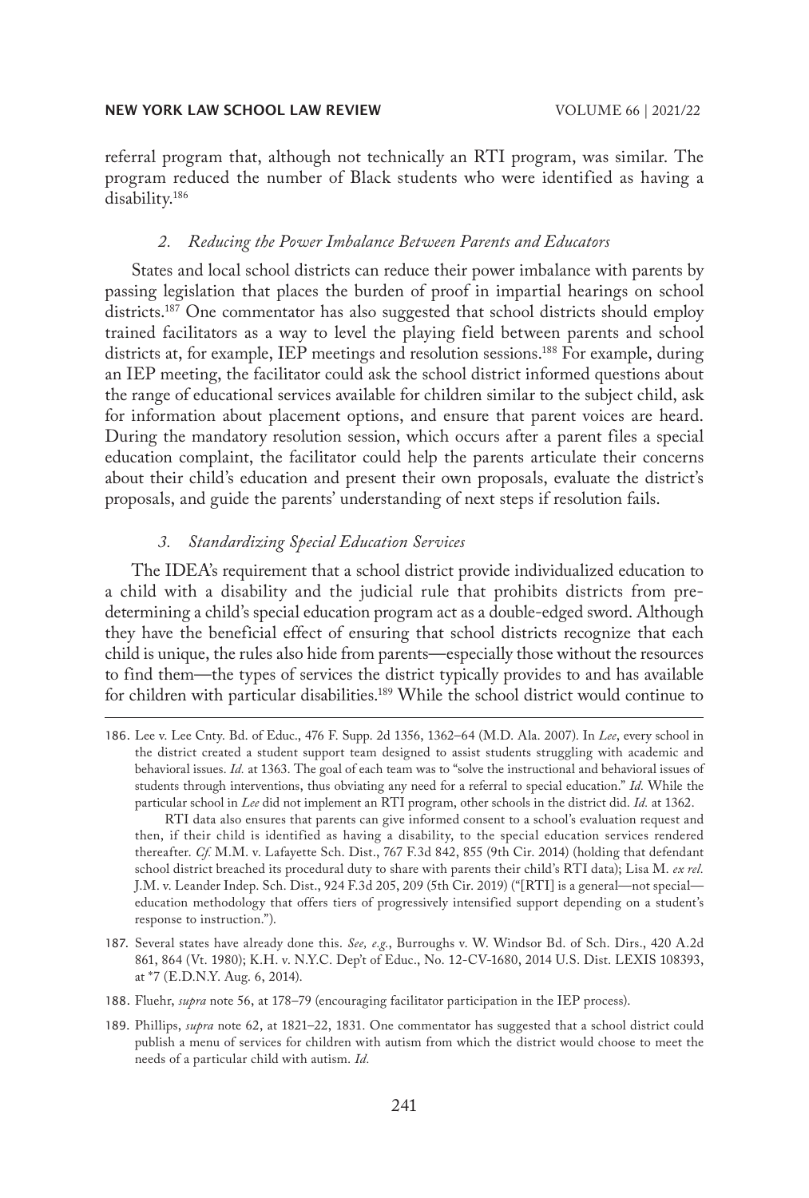referral program that, although not technically an RTI program, was similar. The program reduced the number of Black students who were identified as having a disability.[186]

### *2. Reducing the Power Imbalance Between Parents and Educators*

States and local school districts can reduce their power imbalance with parents by passing legislation that places the burden of proof in impartial hearings on school districts.[187] One commentator has also suggested that school districts should employ trained facilitators as a way to level the playing field between parents and school districts at, for example, IEP meetings and resolution sessions.[188] For example, during an IEP meeting, the facilitator could ask the school district informed questions about the range of educational services available for children similar to the subject child, ask for information about placement options, and ensure that parent voices are heard. During the mandatory resolution session, which occurs after a parent files a special education complaint, the facilitator could help the parents articulate their concerns about their child's education and present their own proposals, evaluate the district's proposals, and guide the parents' understanding of next steps if resolution fails.

### *3. Standardizing Special Education Services*

The IDEA's requirement that a school district provide individualized education to a child with a disability and the judicial rule that prohibits districts from predetermining a child's special education program act as a double-edged sword. Although they have the beneficial effect of ensuring that school districts recognize that each child is unique, the rules also hide from parents—especially those without the resources to find them—the types of services the district typically provides to and has available for children with particular disabilities.[189] While the school district would continue to

---

186. Lee v. Lee Cnty. Bd. of Educ., 476 F. Supp. 2d 1356, 1362–64 (M.D. Ala. 2007). In *Lee*, every school in the district created a student support team designed to assist students struggling with academic and behavioral issues. *Id.* at 1363. The goal of each team was to "solve the instructional and behavioral issues of students through interventions, thus obviating any need for a referral to special education." *Id.* While the particular school in *Lee* did not implement an RTI program, other schools in the district did. *Id.* at 1362.

    RTI data also ensures that parents can give informed consent to a school's evaluation request and then, if their child is identified as having a disability, to the special education services rendered thereafter. *Cf.* M.M. v. Lafayette Sch. Dist., 767 F.3d 842, 855 (9th Cir. 2014) (holding that defendant school district breached its procedural duty to share with parents their child's RTI data); Lisa M. *ex rel.* J.M. v. Leander Indep. Sch. Dist., 924 F.3d 205, 209 (5th Cir. 2019) ("[RTI] is a general—not special—education methodology that offers tiers of progressively intensified support depending on a student's response to instruction.").

187. Several states have already done this. *See, e.g.*, Burroughs v. W. Windsor Bd. of Sch. Dirs., 420 A.2d 861, 864 (Vt. 1980); K.H. v. N.Y.C. Dep't of Educ., No. 12-CV-1680, 2014 U.S. Dist. LEXIS 108393, at *7 (E.D.N.Y. Aug. 6, 2014).

188. Fluehr, *supra* note 56, at 178–79 (encouraging facilitator participation in the IEP process).

189. Phillips, *supra* note 62, at 1821–22, 1831. One commentator has suggested that a school district could publish a menu of services for children with autism from which the district would choose to meet the needs of a particular child with autism. *Id.*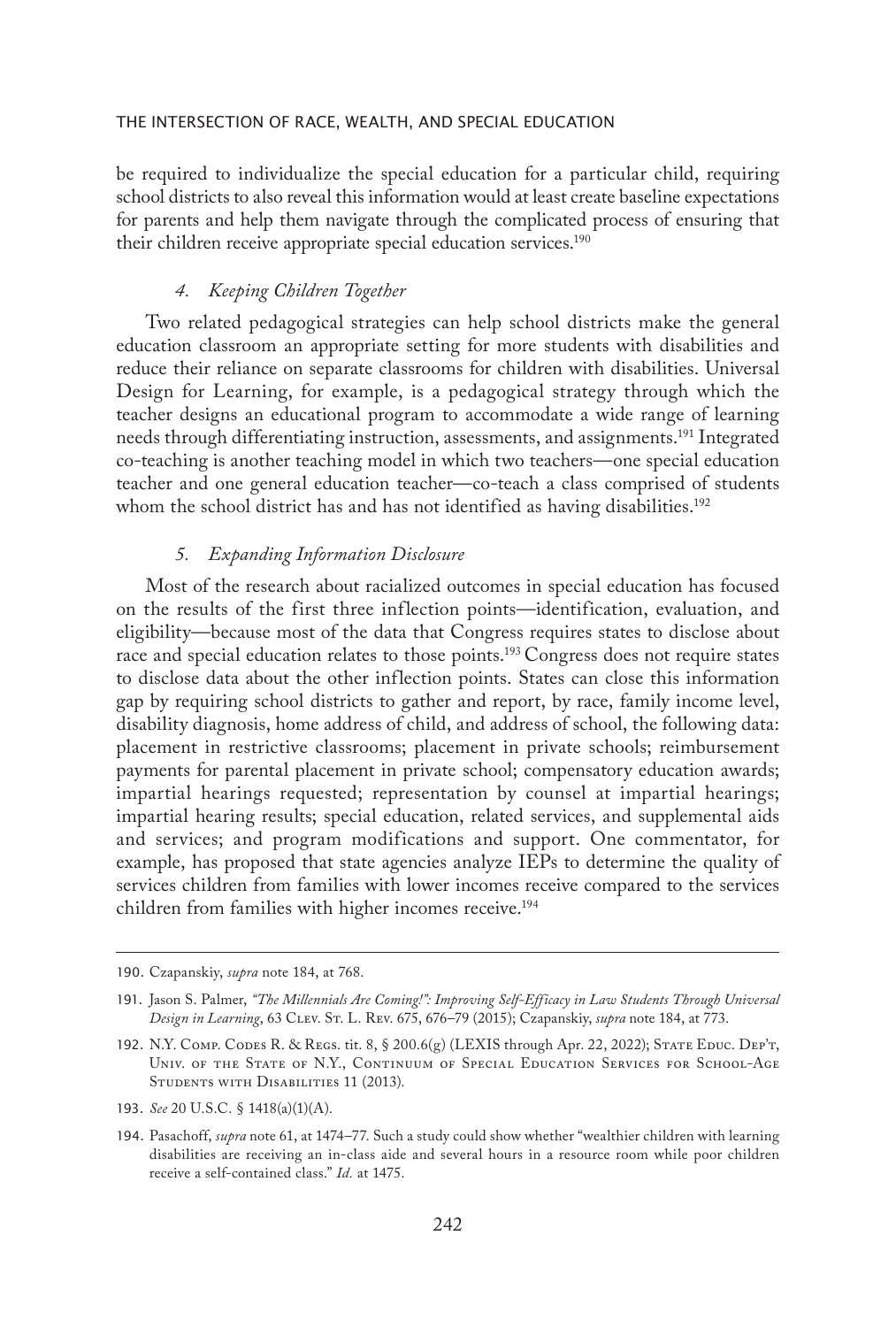be required to individualize the special education for a particular child, requiring school districts to also reveal this information would at least create baseline expectations for parents and help them navigate through the complicated process of ensuring that their children receive appropriate special education services.[190]

#### *4. Keeping Children Together*

Two related pedagogical strategies can help school districts make the general education classroom an appropriate setting for more students with disabilities and reduce their reliance on separate classrooms for children with disabilities. Universal Design for Learning, for example, is a pedagogical strategy through which the teacher designs an educational program to accommodate a wide range of learning needs through differentiating instruction, assessments, and assignments.[191] Integrated co-teaching is another teaching model in which two teachers—one special education teacher and one general education teacher—co-teach a class comprised of students whom the school district has and has not identified as having disabilities.[192]

#### *5. Expanding Information Disclosure*

Most of the research about racialized outcomes in special education has focused on the results of the first three inflection points—identification, evaluation, and eligibility—because most of the data that Congress requires states to disclose about race and special education relates to those points.[193] Congress does not require states to disclose data about the other inflection points. States can close this information gap by requiring school districts to gather and report, by race, family income level, disability diagnosis, home address of child, and address of school, the following data: placement in restrictive classrooms; placement in private schools; reimbursement payments for parental placement in private school; compensatory education awards; impartial hearings requested; representation by counsel at impartial hearings; impartial hearing results; special education, related services, and supplemental aids and services; and program modifications and support. One commentator, for example, has proposed that state agencies analyze IEPs to determine the quality of services children from families with lower incomes receive compared to the services children from families with higher incomes receive.[194]

---

190. Czapanskiy, *supra* note 184, at 768.

191. Jason S. Palmer, *"The Millennials Are Coming!": Improving Self-Efficacy in Law Students Through Universal Design in Learning*, 63 Clev. St. L. Rev. 675, 676–79 (2015); Czapanskiy, *supra* note 184, at 773.

192. N.Y. Comp. Codes R. & Regs. tit. 8, § 200.6(g) (LEXIS through Apr. 22, 2022); State Educ. Dep't, Univ. of the State of N.Y., Continuum of Special Education Services for School-Age Students with Disabilities 11 (2013).

193. *See* 20 U.S.C. § 1418(a)(1)(A).

194. Pasachoff, *supra* note 61, at 1474–77. Such a study could show whether "wealthier children with learning disabilities are receiving an in-class aide and several hours in a resource room while poor children receive a self-contained class." *Id.* at 1475.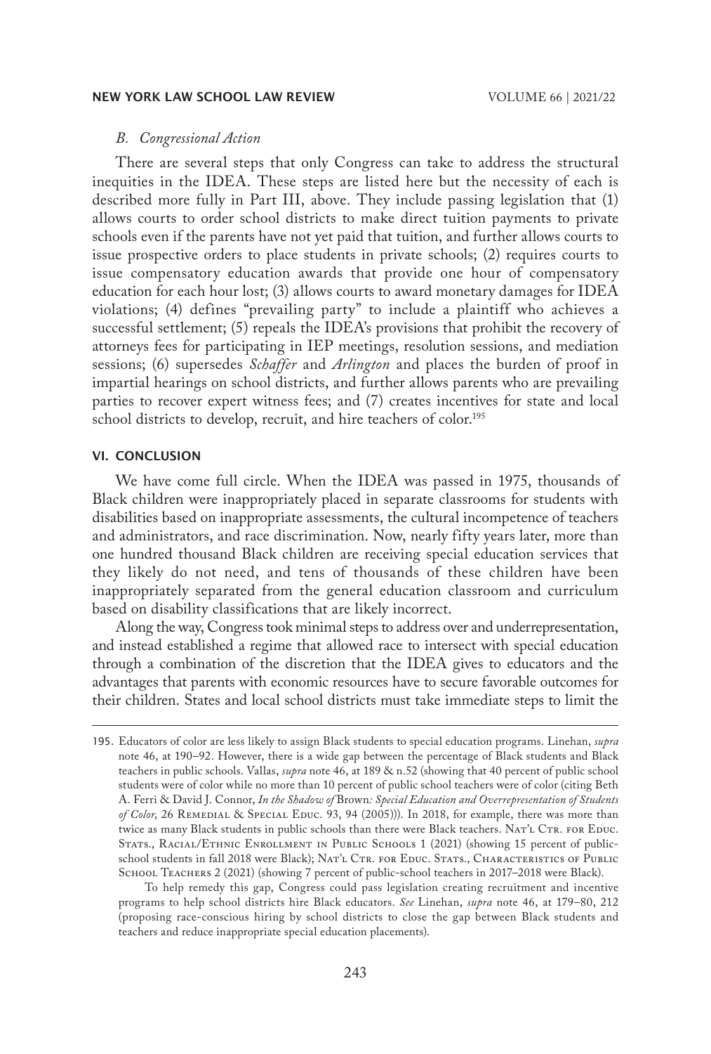### *B. Congressional Action*

There are several steps that only Congress can take to address the structural inequities in the IDEA. These steps are listed here but the necessity of each is described more fully in Part III, above. They include passing legislation that (1) allows courts to order school districts to make direct tuition payments to private schools even if the parents have not yet paid that tuition, and further allows courts to issue prospective orders to place students in private schools; (2) requires courts to issue compensatory education awards that provide one hour of compensatory education for each hour lost; (3) allows courts to award monetary damages for IDEA violations; (4) defines "prevailing party" to include a plaintiff who achieves a successful settlement; (5) repeals the IDEA's provisions that prohibit the recovery of attorneys fees for participating in IEP meetings, resolution sessions, and mediation sessions; (6) supersedes *Schaffer* and *Arlington* and places the burden of proof in impartial hearings on school districts, and further allows parents who are prevailing parties to recover expert witness fees; and (7) creates incentives for state and local school districts to develop, recruit, and hire teachers of color.[195]

## VI. CONCLUSION

We have come full circle. When the IDEA was passed in 1975, thousands of Black children were inappropriately placed in separate classrooms for students with disabilities based on inappropriate assessments, the cultural incompetence of teachers and administrators, and race discrimination. Now, nearly fifty years later, more than one hundred thousand Black children are receiving special education services that they likely do not need, and tens of thousands of these children have been inappropriately separated from the general education classroom and curriculum based on disability classifications that are likely incorrect.

Along the way, Congress took minimal steps to address over and underrepresentation, and instead established a regime that allowed race to intersect with special education through a combination of the discretion that the IDEA gives to educators and the advantages that parents with economic resources have to secure favorable outcomes for their children. States and local school districts must take immediate steps to limit the

---

195. Educators of color are less likely to assign Black students to special education programs. Linehan, *supra* note 46, at 190–92. However, there is a wide gap between the percentage of Black students and Black teachers in public schools. Vallas, *supra* note 46, at 189 & n.52 (showing that 40 percent of public school students were of color while no more than 10 percent of public school teachers were of color (citing Beth A. Ferri & David J. Connor, *In the Shadow of* Brown*: Special Education and Overrepresentation of Students of Color*, 26 Remedial & Special Educ. 93, 94 (2005))). In 2018, for example, there was more than twice as many Black students in public schools than there were Black teachers. Nat'l Ctr. for Educ. Stats., Racial/Ethnic Enrollment in Public Schools 1 (2021) (showing 15 percent of public-school students in fall 2018 were Black); Nat'l Ctr. for Educ. Stats., Characteristics of Public School Teachers 2 (2021) (showing 7 percent of public-school teachers in 2017–2018 were Black).

To help remedy this gap, Congress could pass legislation creating recruitment and incentive programs to help school districts hire Black educators. *See* Linehan, *supra* note 46, at 179–80, 212 (proposing race-conscious hiring by school districts to close the gap between Black students and teachers and reduce inappropriate special education placements).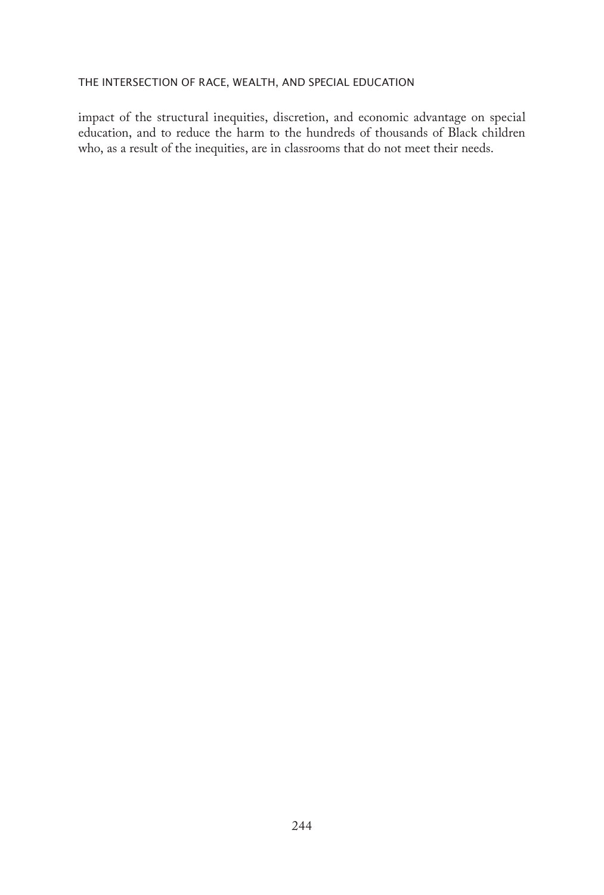impact of the structural inequities, discretion, and economic advantage on special education, and to reduce the harm to the hundreds of thousands of Black children who, as a result of the inequities, are in classrooms that do not meet their needs.